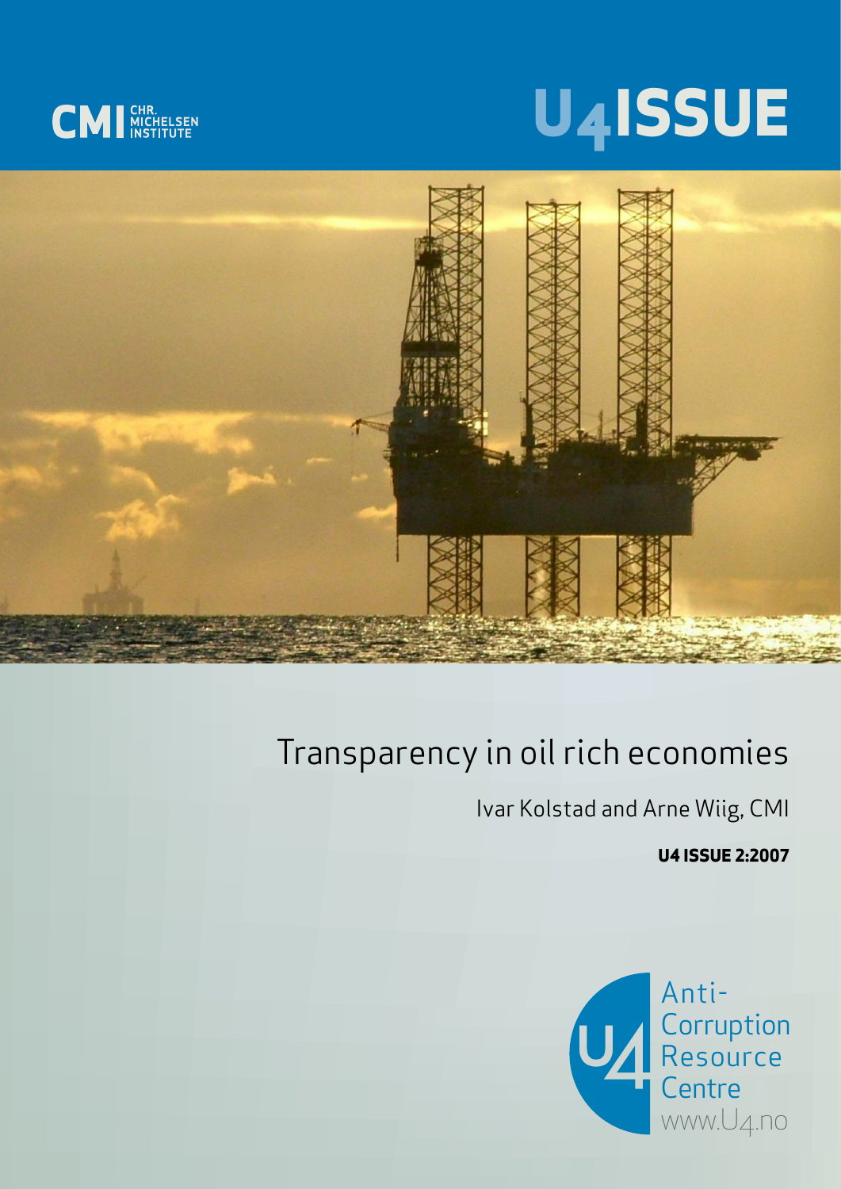CMI CHR. MICHELSEN INSTITUTE

U4ISSUE

# Transparency in oil rich economies

Ivar Kolstad and Arne Wiig, CMI

**U4 ISSUE 2:2007**

U4 Anti-Corruption Resource Centre
www.U4.no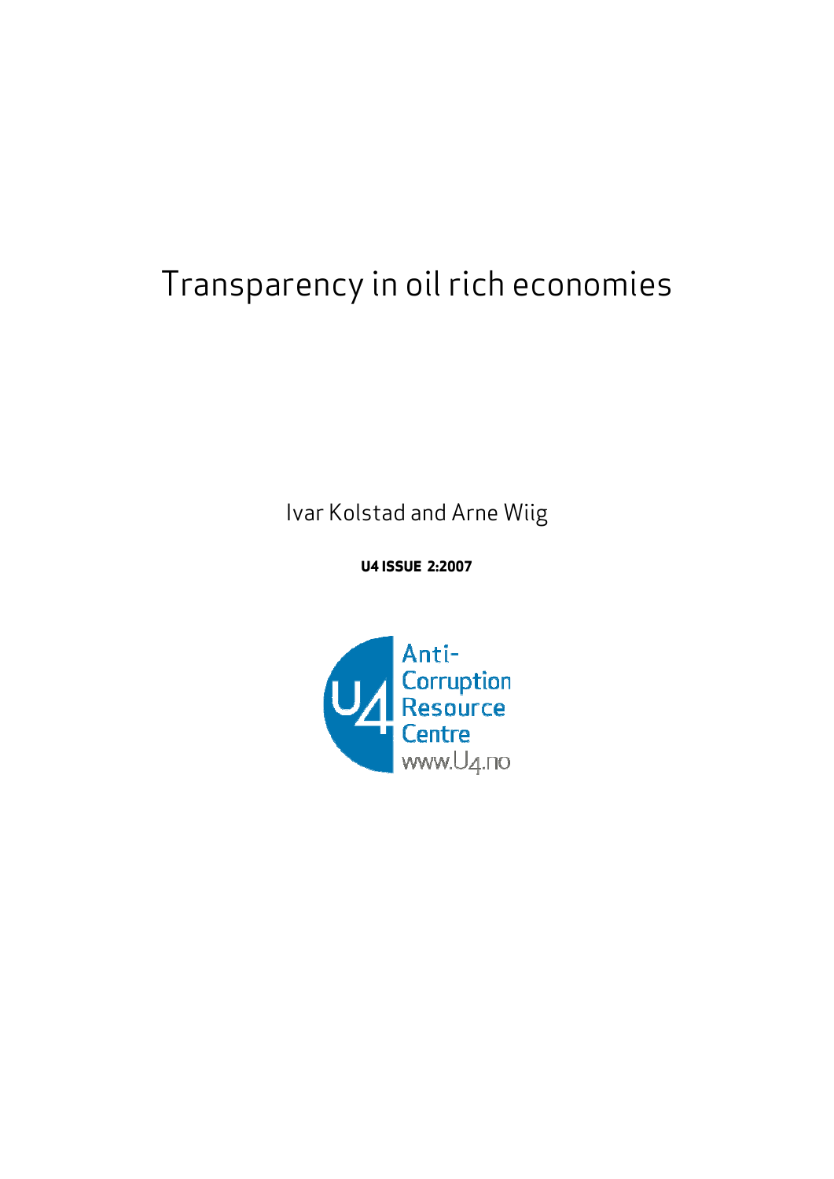# Transparency in oil rich economies

Ivar Kolstad and Arne Wiig

**U4 ISSUE 2:2007**

Anti-Corruption Resource Centre
www.U4.no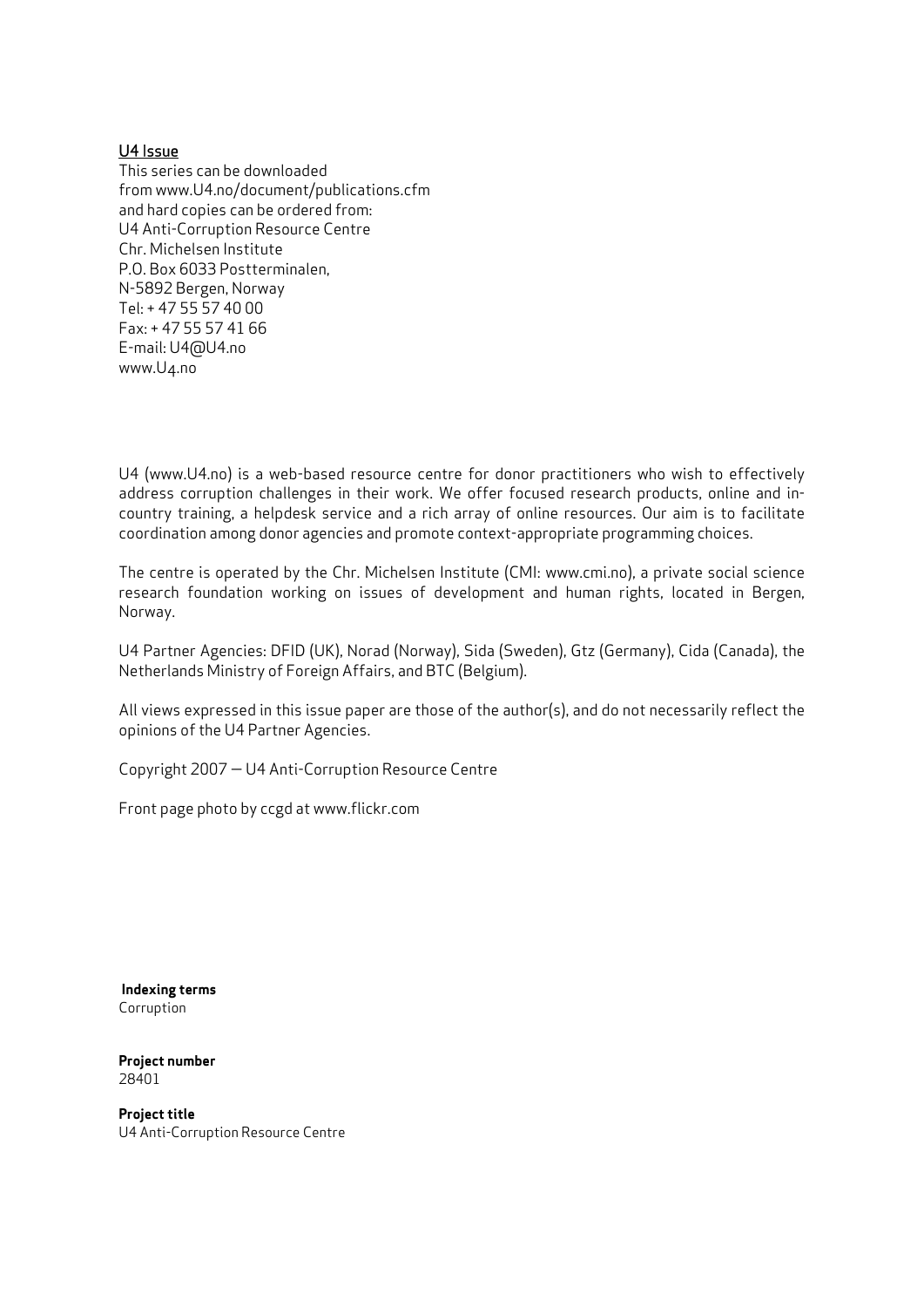U4 Issue
This series can be downloaded
from www.U4.no/document/publications.cfm
and hard copies can be ordered from:
U4 Anti-Corruption Resource Centre
Chr. Michelsen Institute
P.O. Box 6033 Postterminalen,
N-5892 Bergen, Norway
Tel: + 47 55 57 40 00
Fax: + 47 55 57 41 66
E-mail: U4@U4.no
www.U4.no

U4 (www.U4.no) is a web-based resource centre for donor practitioners who wish to effectively address corruption challenges in their work. We offer focused research products, online and in-country training, a helpdesk service and a rich array of online resources. Our aim is to facilitate coordination among donor agencies and promote context-appropriate programming choices.

The centre is operated by the Chr. Michelsen Institute (CMI: www.cmi.no), a private social science research foundation working on issues of development and human rights, located in Bergen, Norway.

U4 Partner Agencies: DFID (UK), Norad (Norway), Sida (Sweden), Gtz (Germany), Cida (Canada), the Netherlands Ministry of Foreign Affairs, and BTC (Belgium).

All views expressed in this issue paper are those of the author(s), and do not necessarily reflect the opinions of the U4 Partner Agencies.

Copyright 2007 – U4 Anti-Corruption Resource Centre

Front page photo by ccgd at www.flickr.com

**Indexing terms**
Corruption

**Project number**
28401

**Project title**
U4 Anti-Corruption Resource Centre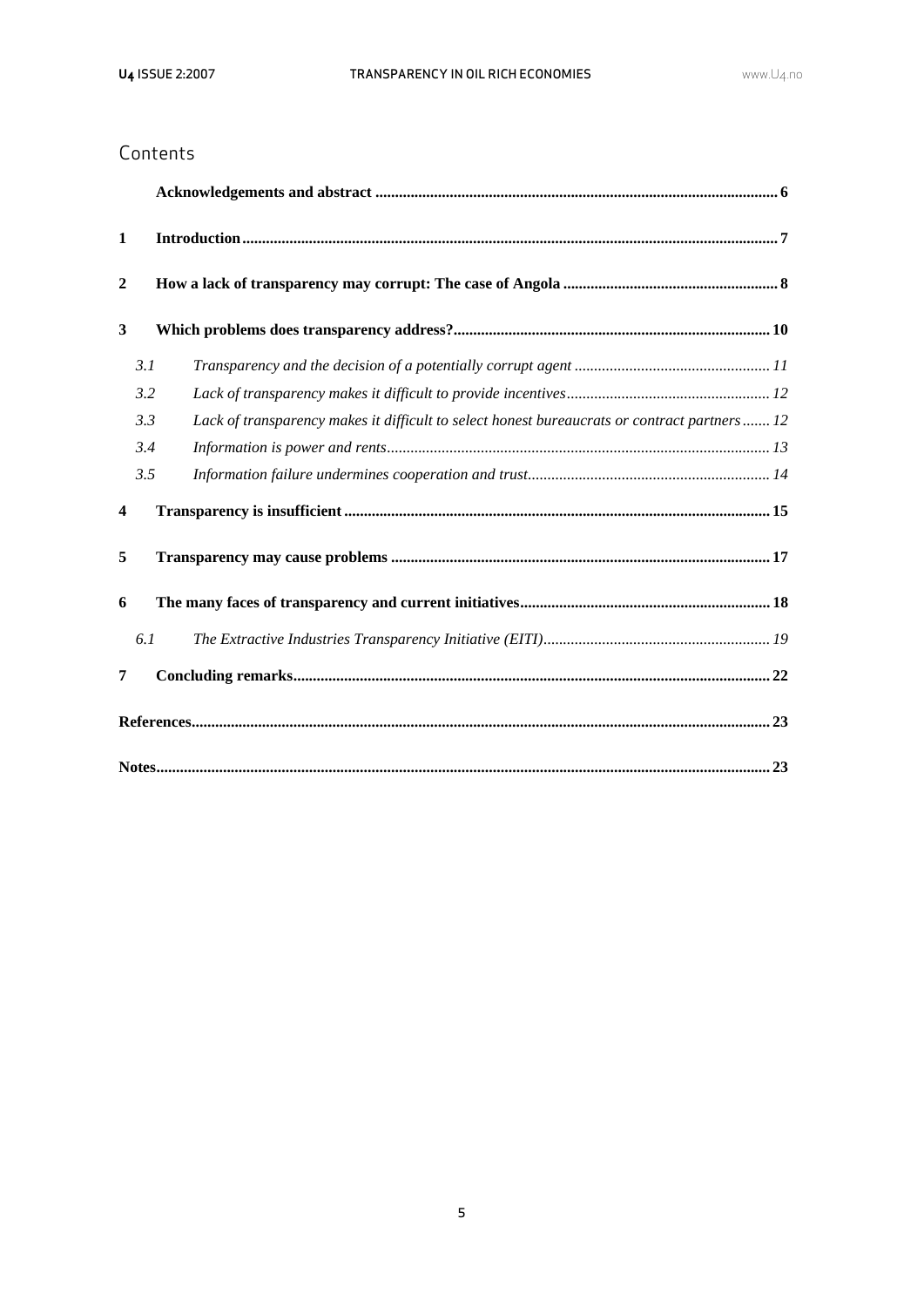## Contents

**Acknowledgements and abstract** ..... 6

**1 Introduction** ..... 7

**2 How a lack of transparency may corrupt: The case of Angola** ..... 8

**3 Which problems does transparency address?** ..... 10

- *3.1 Transparency and the decision of a potentially corrupt agent* ..... 11
- *3.2 Lack of transparency makes it difficult to provide incentives* ..... 12
- *3.3 Lack of transparency makes it difficult to select honest bureaucrats or contract partners* ..... 12
- *3.4 Information is power and rents* ..... 13
- *3.5 Information failure undermines cooperation and trust* ..... 14

**4 Transparency is insufficient** ..... 15

**5 Transparency may cause problems** ..... 17

**6 The many faces of transparency and current initiatives** ..... 18

- *6.1 The Extractive Industries Transparency Initiative (EITI)* ..... 19

**7 Concluding remarks** ..... 22

**References** ..... 23

**Notes** ..... 23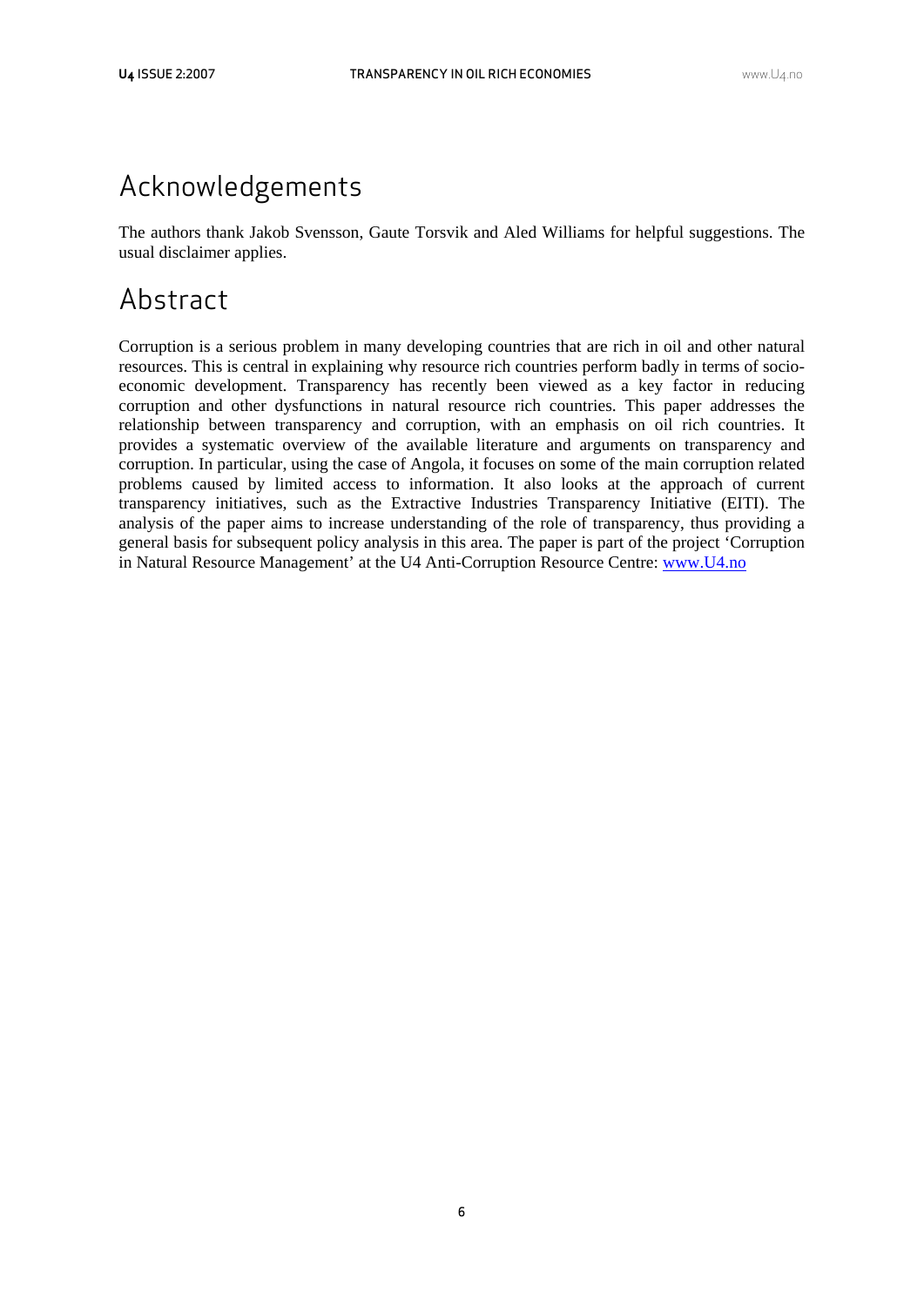# Acknowledgements

The authors thank Jakob Svensson, Gaute Torsvik and Aled Williams for helpful suggestions. The usual disclaimer applies.

# Abstract

Corruption is a serious problem in many developing countries that are rich in oil and other natural resources. This is central in explaining why resource rich countries perform badly in terms of socio-economic development. Transparency has recently been viewed as a key factor in reducing corruption and other dysfunctions in natural resource rich countries. This paper addresses the relationship between transparency and corruption, with an emphasis on oil rich countries. It provides a systematic overview of the available literature and arguments on transparency and corruption. In particular, using the case of Angola, it focuses on some of the main corruption related problems caused by limited access to information. It also looks at the approach of current transparency initiatives, such as the Extractive Industries Transparency Initiative (EITI). The analysis of the paper aims to increase understanding of the role of transparency, thus providing a general basis for subsequent policy analysis in this area. The paper is part of the project 'Corruption in Natural Resource Management' at the U4 Anti-Corruption Resource Centre: www.U4.no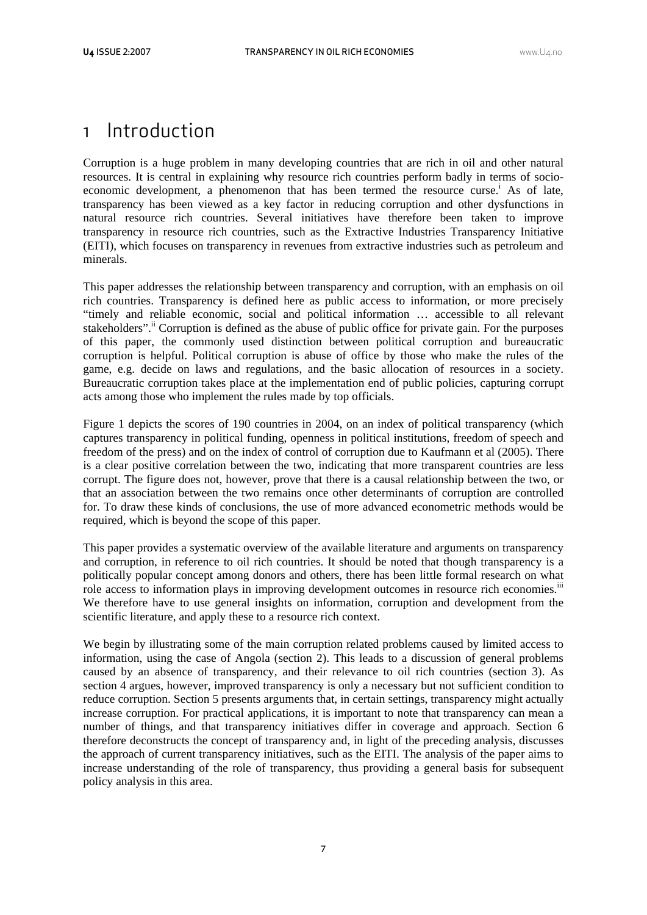# 1 Introduction

Corruption is a huge problem in many developing countries that are rich in oil and other natural resources. It is central in explaining why resource rich countries perform badly in terms of socio-economic development, a phenomenon that has been termed the resource curse.[i] As of late, transparency has been viewed as a key factor in reducing corruption and other dysfunctions in natural resource rich countries. Several initiatives have therefore been taken to improve transparency in resource rich countries, such as the Extractive Industries Transparency Initiative (EITI), which focuses on transparency in revenues from extractive industries such as petroleum and minerals.

This paper addresses the relationship between transparency and corruption, with an emphasis on oil rich countries. Transparency is defined here as public access to information, or more precisely "timely and reliable economic, social and political information … accessible to all relevant stakeholders".[ii] Corruption is defined as the abuse of public office for private gain. For the purposes of this paper, the commonly used distinction between political corruption and bureaucratic corruption is helpful. Political corruption is abuse of office by those who make the rules of the game, e.g. decide on laws and regulations, and the basic allocation of resources in a society. Bureaucratic corruption takes place at the implementation end of public policies, capturing corrupt acts among those who implement the rules made by top officials.

Figure 1 depicts the scores of 190 countries in 2004, on an index of political transparency (which captures transparency in political funding, openness in political institutions, freedom of speech and freedom of the press) and on the index of control of corruption due to Kaufmann et al (2005). There is a clear positive correlation between the two, indicating that more transparent countries are less corrupt. The figure does not, however, prove that there is a causal relationship between the two, or that an association between the two remains once other determinants of corruption are controlled for. To draw these kinds of conclusions, the use of more advanced econometric methods would be required, which is beyond the scope of this paper.

This paper provides a systematic overview of the available literature and arguments on transparency and corruption, in reference to oil rich countries. It should be noted that though transparency is a politically popular concept among donors and others, there has been little formal research on what role access to information plays in improving development outcomes in resource rich economies.[iii] We therefore have to use general insights on information, corruption and development from the scientific literature, and apply these to a resource rich context.

We begin by illustrating some of the main corruption related problems caused by limited access to information, using the case of Angola (section 2). This leads to a discussion of general problems caused by an absence of transparency, and their relevance to oil rich countries (section 3). As section 4 argues, however, improved transparency is only a necessary but not sufficient condition to reduce corruption. Section 5 presents arguments that, in certain settings, transparency might actually increase corruption. For practical applications, it is important to note that transparency can mean a number of things, and that transparency initiatives differ in coverage and approach. Section 6 therefore deconstructs the concept of transparency and, in light of the preceding analysis, discusses the approach of current transparency initiatives, such as the EITI. The analysis of the paper aims to increase understanding of the role of transparency, thus providing a general basis for subsequent policy analysis in this area.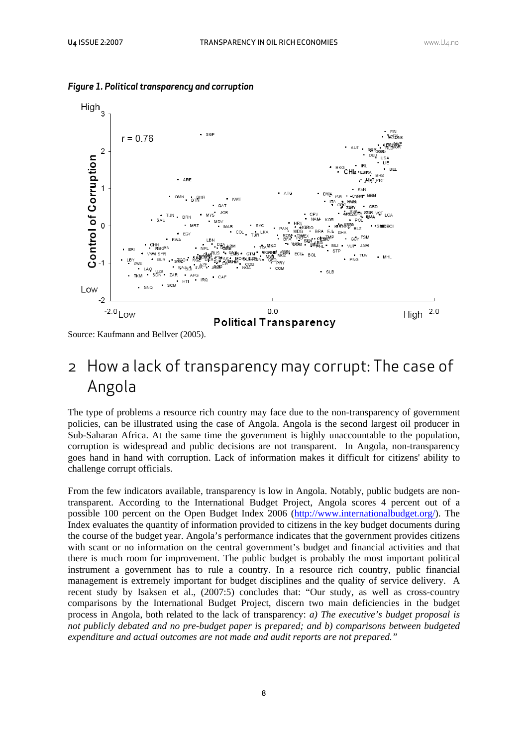*Figure 1. Political transparency and corruption*

Source: Kaufmann and Bellver (2005).

# 2 How a lack of transparency may corrupt: The case of Angola

The type of problems a resource rich country may face due to the non-transparency of government policies, can be illustrated using the case of Angola. Angola is the second largest oil producer in Sub-Saharan Africa. At the same time the government is highly unaccountable to the population, corruption is widespread and public decisions are not transparent. In Angola, non-transparency goes hand in hand with corruption. Lack of information makes it difficult for citizens' ability to challenge corrupt officials.

From the few indicators available, transparency is low in Angola. Notably, public budgets are non-transparent. According to the International Budget Project, Angola scores 4 percent out of a possible 100 percent on the Open Budget Index 2006 (http://www.internationalbudget.org/). The Index evaluates the quantity of information provided to citizens in the key budget documents during the course of the budget year. Angola's performance indicates that the government provides citizens with scant or no information on the central government's budget and financial activities and that there is much room for improvement. The public budget is probably the most important political instrument a government has to rule a country. In a resource rich country, public financial management is extremely important for budget disciplines and the quality of service delivery. A recent study by Isaksen et al., (2007:5) concludes that: "Our study, as well as cross-country comparisons by the International Budget Project, discern two main deficiencies in the budget process in Angola, both related to the lack of transparency: *a) The executive's budget proposal is not publicly debated and no pre-budget paper is prepared; and b) comparisons between budgeted expenditure and actual outcomes are not made and audit reports are not prepared."*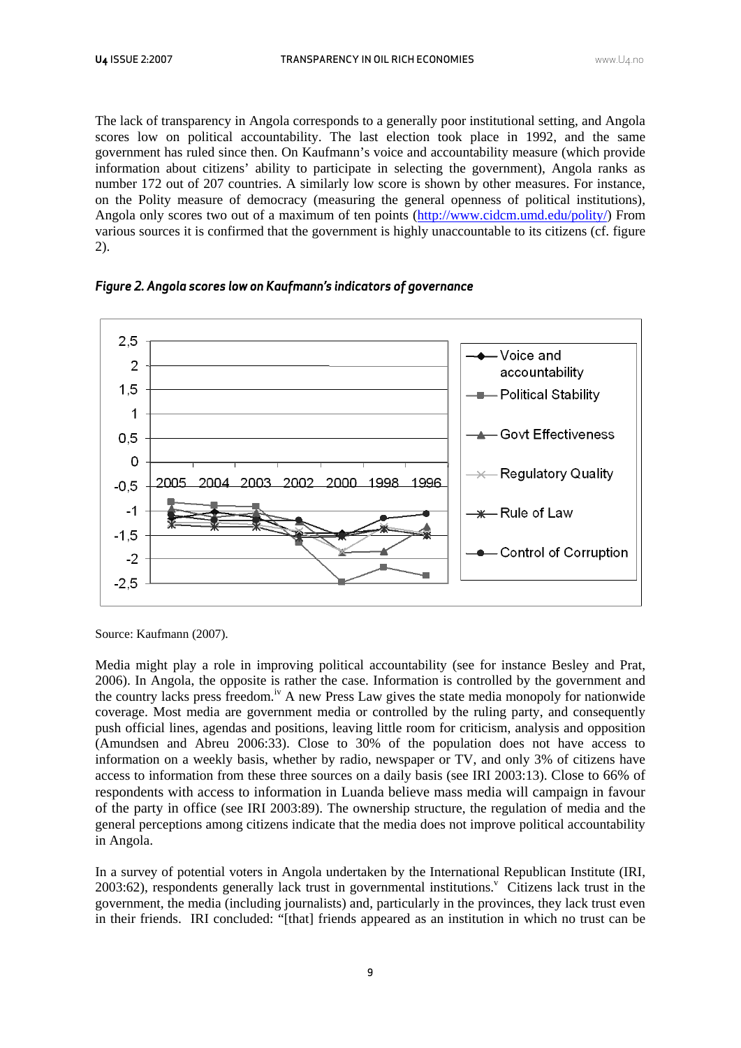The lack of transparency in Angola corresponds to a generally poor institutional setting, and Angola scores low on political accountability. The last election took place in 1992, and the same government has ruled since then. On Kaufmann's voice and accountability measure (which provide information about citizens' ability to participate in selecting the government), Angola ranks as number 172 out of 207 countries. A similarly low score is shown by other measures. For instance, on the Polity measure of democracy (measuring the general openness of political institutions), Angola only scores two out of a maximum of ten points (http://www.cidcm.umd.edu/polity/) From various sources it is confirmed that the government is highly unaccountable to its citizens (cf. figure 2).

***Figure 2. Angola scores low on Kaufmann's indicators of governance***

Source: Kaufmann (2007).

Media might play a role in improving political accountability (see for instance Besley and Prat, 2006). In Angola, the opposite is rather the case. Information is controlled by the government and the country lacks press freedom.[iv] A new Press Law gives the state media monopoly for nationwide coverage. Most media are government media or controlled by the ruling party, and consequently push official lines, agendas and positions, leaving little room for criticism, analysis and opposition (Amundsen and Abreu 2006:33). Close to 30% of the population does not have access to information on a weekly basis, whether by radio, newspaper or TV, and only 3% of citizens have access to information from these three sources on a daily basis (see IRI 2003:13). Close to 66% of respondents with access to information in Luanda believe mass media will campaign in favour of the party in office (see IRI 2003:89). The ownership structure, the regulation of media and the general perceptions among citizens indicate that the media does not improve political accountability in Angola.

In a survey of potential voters in Angola undertaken by the International Republican Institute (IRI, 2003:62), respondents generally lack trust in governmental institutions.[v] Citizens lack trust in the government, the media (including journalists) and, particularly in the provinces, they lack trust even in their friends. IRI concluded: "[that] friends appeared as an institution in which no trust can be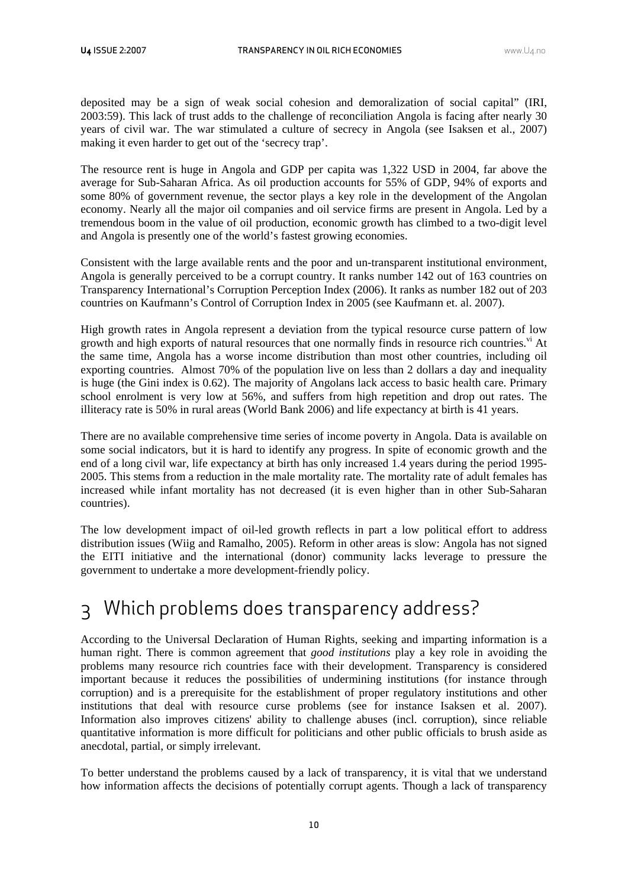deposited may be a sign of weak social cohesion and demoralization of social capital" (IRI, 2003:59). This lack of trust adds to the challenge of reconciliation Angola is facing after nearly 30 years of civil war. The war stimulated a culture of secrecy in Angola (see Isaksen et al., 2007) making it even harder to get out of the 'secrecy trap'.

The resource rent is huge in Angola and GDP per capita was 1,322 USD in 2004, far above the average for Sub-Saharan Africa. As oil production accounts for 55% of GDP, 94% of exports and some 80% of government revenue, the sector plays a key role in the development of the Angolan economy. Nearly all the major oil companies and oil service firms are present in Angola. Led by a tremendous boom in the value of oil production, economic growth has climbed to a two-digit level and Angola is presently one of the world's fastest growing economies.

Consistent with the large available rents and the poor and un-transparent institutional environment, Angola is generally perceived to be a corrupt country. It ranks number 142 out of 163 countries on Transparency International's Corruption Perception Index (2006). It ranks as number 182 out of 203 countries on Kaufmann's Control of Corruption Index in 2005 (see Kaufmann et. al. 2007).

High growth rates in Angola represent a deviation from the typical resource curse pattern of low growth and high exports of natural resources that one normally finds in resource rich countries.[vi] At the same time, Angola has a worse income distribution than most other countries, including oil exporting countries. Almost 70% of the population live on less than 2 dollars a day and inequality is huge (the Gini index is 0.62). The majority of Angolans lack access to basic health care. Primary school enrolment is very low at 56%, and suffers from high repetition and drop out rates. The illiteracy rate is 50% in rural areas (World Bank 2006) and life expectancy at birth is 41 years.

There are no available comprehensive time series of income poverty in Angola. Data is available on some social indicators, but it is hard to identify any progress. In spite of economic growth and the end of a long civil war, life expectancy at birth has only increased 1.4 years during the period 1995-2005. This stems from a reduction in the male mortality rate. The mortality rate of adult females has increased while infant mortality has not decreased (it is even higher than in other Sub-Saharan countries).

The low development impact of oil-led growth reflects in part a low political effort to address distribution issues (Wiig and Ramalho, 2005). Reform in other areas is slow: Angola has not signed the EITI initiative and the international (donor) community lacks leverage to pressure the government to undertake a more development-friendly policy.

# 3 Which problems does transparency address?

According to the Universal Declaration of Human Rights, seeking and imparting information is a human right. There is common agreement that *good institutions* play a key role in avoiding the problems many resource rich countries face with their development. Transparency is considered important because it reduces the possibilities of undermining institutions (for instance through corruption) and is a prerequisite for the establishment of proper regulatory institutions and other institutions that deal with resource curse problems (see for instance Isaksen et al. 2007). Information also improves citizens' ability to challenge abuses (incl. corruption), since reliable quantitative information is more difficult for politicians and other public officials to brush aside as anecdotal, partial, or simply irrelevant.

To better understand the problems caused by a lack of transparency, it is vital that we understand how information affects the decisions of potentially corrupt agents. Though a lack of transparency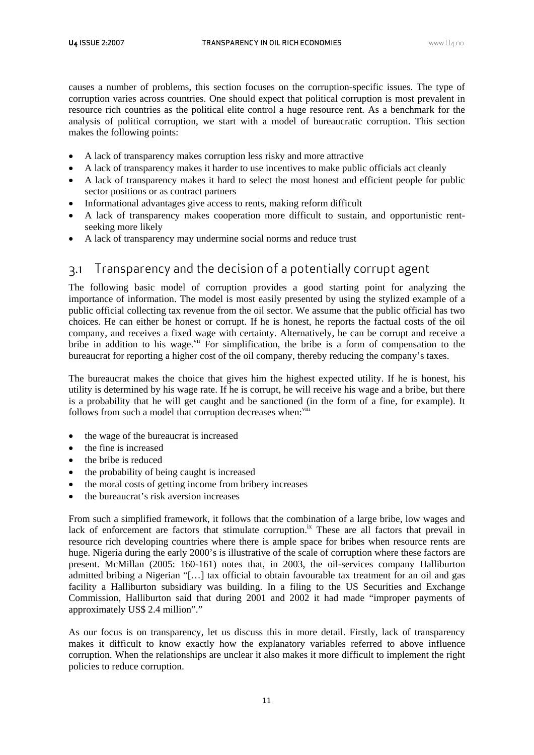causes a number of problems, this section focuses on the corruption-specific issues. The type of corruption varies across countries. One should expect that political corruption is most prevalent in resource rich countries as the political elite control a huge resource rent. As a benchmark for the analysis of political corruption, we start with a model of bureaucratic corruption. This section makes the following points:

- A lack of transparency makes corruption less risky and more attractive
- A lack of transparency makes it harder to use incentives to make public officials act cleanly
- A lack of transparency makes it hard to select the most honest and efficient people for public sector positions or as contract partners
- Informational advantages give access to rents, making reform difficult
- A lack of transparency makes cooperation more difficult to sustain, and opportunistic rent-seeking more likely
- A lack of transparency may undermine social norms and reduce trust

## 3.1 Transparency and the decision of a potentially corrupt agent

The following basic model of corruption provides a good starting point for analyzing the importance of information. The model is most easily presented by using the stylized example of a public official collecting tax revenue from the oil sector. We assume that the public official has two choices. He can either be honest or corrupt. If he is honest, he reports the factual costs of the oil company, and receives a fixed wage with certainty. Alternatively, he can be corrupt and receive a bribe in addition to his wage.[vii] For simplification, the bribe is a form of compensation to the bureaucrat for reporting a higher cost of the oil company, thereby reducing the company's taxes.

The bureaucrat makes the choice that gives him the highest expected utility. If he is honest, his utility is determined by his wage rate. If he is corrupt, he will receive his wage and a bribe, but there is a probability that he will get caught and be sanctioned (in the form of a fine, for example). It follows from such a model that corruption decreases when:[viii]

- the wage of the bureaucrat is increased
- the fine is increased
- the bribe is reduced
- the probability of being caught is increased
- the moral costs of getting income from bribery increases
- the bureaucrat's risk aversion increases

From such a simplified framework, it follows that the combination of a large bribe, low wages and lack of enforcement are factors that stimulate corruption.[ix] These are all factors that prevail in resource rich developing countries where there is ample space for bribes when resource rents are huge. Nigeria during the early 2000's is illustrative of the scale of corruption where these factors are present. McMillan (2005: 160-161) notes that, in 2003, the oil-services company Halliburton admitted bribing a Nigerian "[…] tax official to obtain favourable tax treatment for an oil and gas facility a Halliburton subsidiary was building. In a filing to the US Securities and Exchange Commission, Halliburton said that during 2001 and 2002 it had made "improper payments of approximately US$ 2.4 million"."

As our focus is on transparency, let us discuss this in more detail. Firstly, lack of transparency makes it difficult to know exactly how the explanatory variables referred to above influence corruption. When the relationships are unclear it also makes it more difficult to implement the right policies to reduce corruption.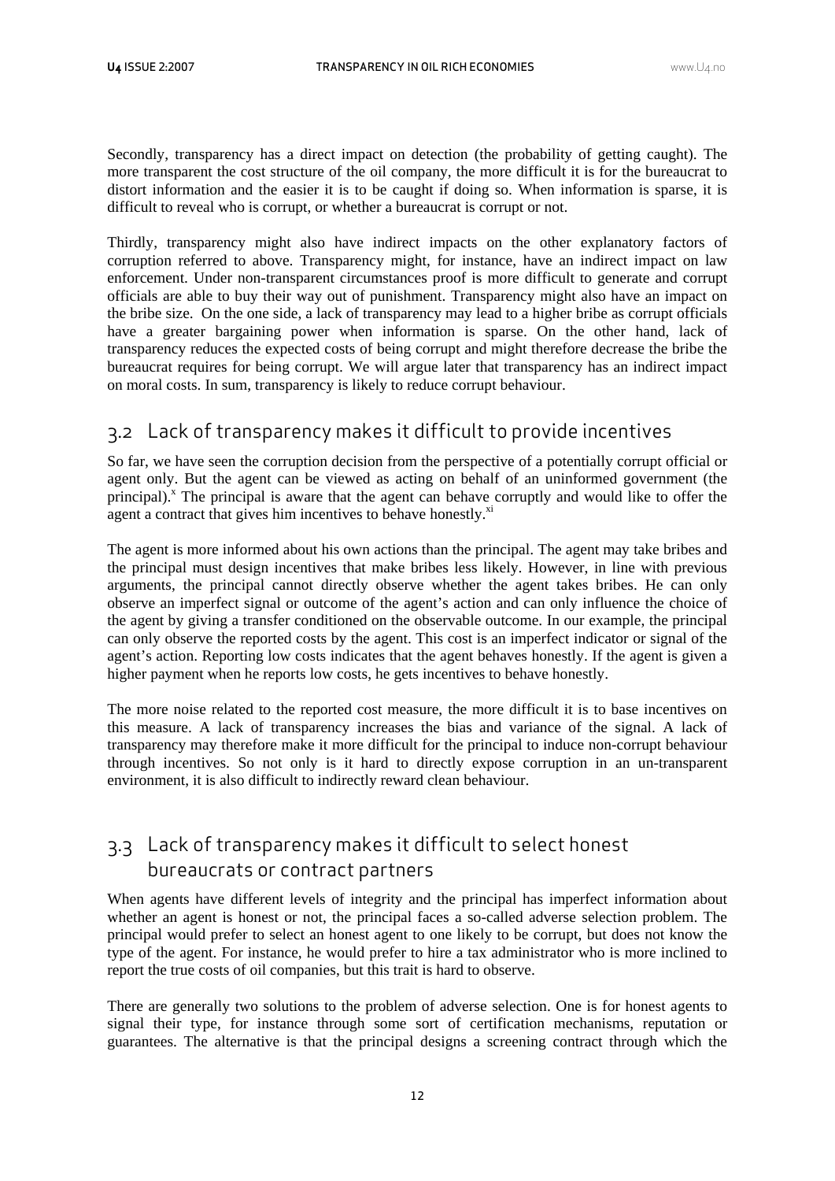Secondly, transparency has a direct impact on detection (the probability of getting caught). The more transparent the cost structure of the oil company, the more difficult it is for the bureaucrat to distort information and the easier it is to be caught if doing so. When information is sparse, it is difficult to reveal who is corrupt, or whether a bureaucrat is corrupt or not.

Thirdly, transparency might also have indirect impacts on the other explanatory factors of corruption referred to above. Transparency might, for instance, have an indirect impact on law enforcement. Under non-transparent circumstances proof is more difficult to generate and corrupt officials are able to buy their way out of punishment. Transparency might also have an impact on the bribe size. On the one side, a lack of transparency may lead to a higher bribe as corrupt officials have a greater bargaining power when information is sparse. On the other hand, lack of transparency reduces the expected costs of being corrupt and might therefore decrease the bribe the bureaucrat requires for being corrupt. We will argue later that transparency has an indirect impact on moral costs. In sum, transparency is likely to reduce corrupt behaviour.

## 3.2 Lack of transparency makes it difficult to provide incentives

So far, we have seen the corruption decision from the perspective of a potentially corrupt official or agent only. But the agent can be viewed as acting on behalf of an uninformed government (the principal).[x] The principal is aware that the agent can behave corruptly and would like to offer the agent a contract that gives him incentives to behave honestly.[xi]

The agent is more informed about his own actions than the principal. The agent may take bribes and the principal must design incentives that make bribes less likely. However, in line with previous arguments, the principal cannot directly observe whether the agent takes bribes. He can only observe an imperfect signal or outcome of the agent's action and can only influence the choice of the agent by giving a transfer conditioned on the observable outcome. In our example, the principal can only observe the reported costs by the agent. This cost is an imperfect indicator or signal of the agent's action. Reporting low costs indicates that the agent behaves honestly. If the agent is given a higher payment when he reports low costs, he gets incentives to behave honestly.

The more noise related to the reported cost measure, the more difficult it is to base incentives on this measure. A lack of transparency increases the bias and variance of the signal. A lack of transparency may therefore make it more difficult for the principal to induce non-corrupt behaviour through incentives. So not only is it hard to directly expose corruption in an un-transparent environment, it is also difficult to indirectly reward clean behaviour.

## 3.3 Lack of transparency makes it difficult to select honest bureaucrats or contract partners

When agents have different levels of integrity and the principal has imperfect information about whether an agent is honest or not, the principal faces a so-called adverse selection problem. The principal would prefer to select an honest agent to one likely to be corrupt, but does not know the type of the agent. For instance, he would prefer to hire a tax administrator who is more inclined to report the true costs of oil companies, but this trait is hard to observe.

There are generally two solutions to the problem of adverse selection. One is for honest agents to signal their type, for instance through some sort of certification mechanisms, reputation or guarantees. The alternative is that the principal designs a screening contract through which the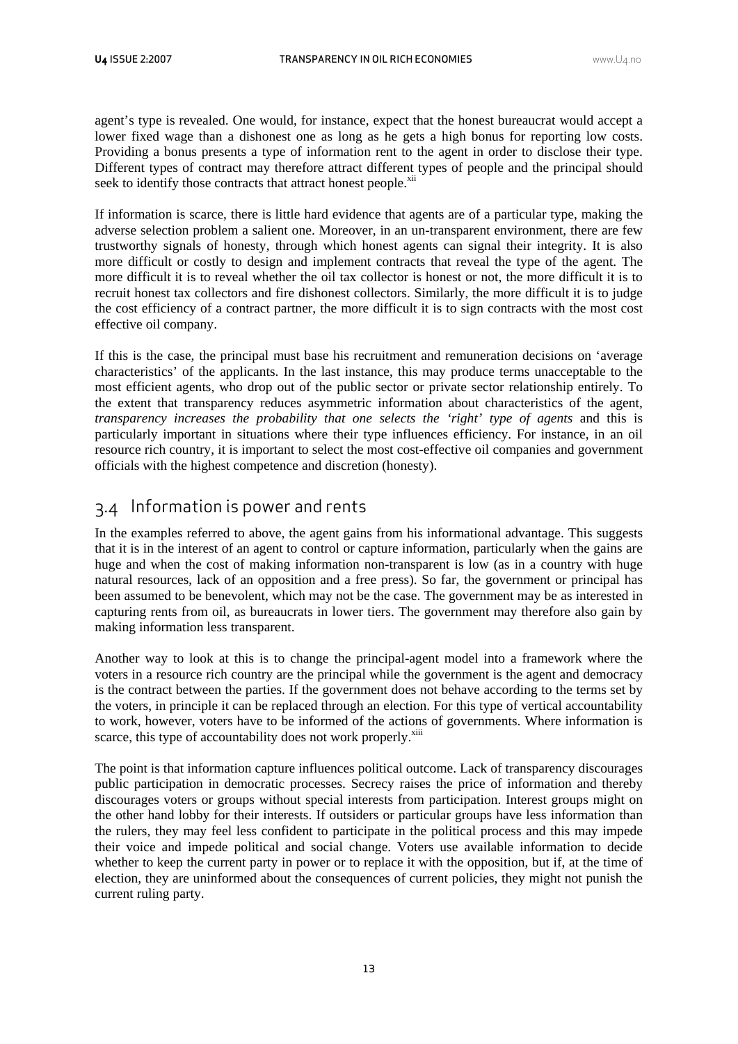agent's type is revealed. One would, for instance, expect that the honest bureaucrat would accept a lower fixed wage than a dishonest one as long as he gets a high bonus for reporting low costs. Providing a bonus presents a type of information rent to the agent in order to disclose their type. Different types of contract may therefore attract different types of people and the principal should seek to identify those contracts that attract honest people.[xii]

If information is scarce, there is little hard evidence that agents are of a particular type, making the adverse selection problem a salient one. Moreover, in an un-transparent environment, there are few trustworthy signals of honesty, through which honest agents can signal their integrity. It is also more difficult or costly to design and implement contracts that reveal the type of the agent. The more difficult it is to reveal whether the oil tax collector is honest or not, the more difficult it is to recruit honest tax collectors and fire dishonest collectors. Similarly, the more difficult it is to judge the cost efficiency of a contract partner, the more difficult it is to sign contracts with the most cost effective oil company.

If this is the case, the principal must base his recruitment and remuneration decisions on 'average characteristics' of the applicants. In the last instance, this may produce terms unacceptable to the most efficient agents, who drop out of the public sector or private sector relationship entirely. To the extent that transparency reduces asymmetric information about characteristics of the agent, *transparency increases the probability that one selects the 'right' type of agents* and this is particularly important in situations where their type influences efficiency. For instance, in an oil resource rich country, it is important to select the most cost-effective oil companies and government officials with the highest competence and discretion (honesty).

## 3.4 Information is power and rents

In the examples referred to above, the agent gains from his informational advantage. This suggests that it is in the interest of an agent to control or capture information, particularly when the gains are huge and when the cost of making information non-transparent is low (as in a country with huge natural resources, lack of an opposition and a free press). So far, the government or principal has been assumed to be benevolent, which may not be the case. The government may be as interested in capturing rents from oil, as bureaucrats in lower tiers. The government may therefore also gain by making information less transparent.

Another way to look at this is to change the principal-agent model into a framework where the voters in a resource rich country are the principal while the government is the agent and democracy is the contract between the parties. If the government does not behave according to the terms set by the voters, in principle it can be replaced through an election. For this type of vertical accountability to work, however, voters have to be informed of the actions of governments. Where information is scarce, this type of accountability does not work properly.[xiii]

The point is that information capture influences political outcome. Lack of transparency discourages public participation in democratic processes. Secrecy raises the price of information and thereby discourages voters or groups without special interests from participation. Interest groups might on the other hand lobby for their interests. If outsiders or particular groups have less information than the rulers, they may feel less confident to participate in the political process and this may impede their voice and impede political and social change. Voters use available information to decide whether to keep the current party in power or to replace it with the opposition, but if, at the time of election, they are uninformed about the consequences of current policies, they might not punish the current ruling party.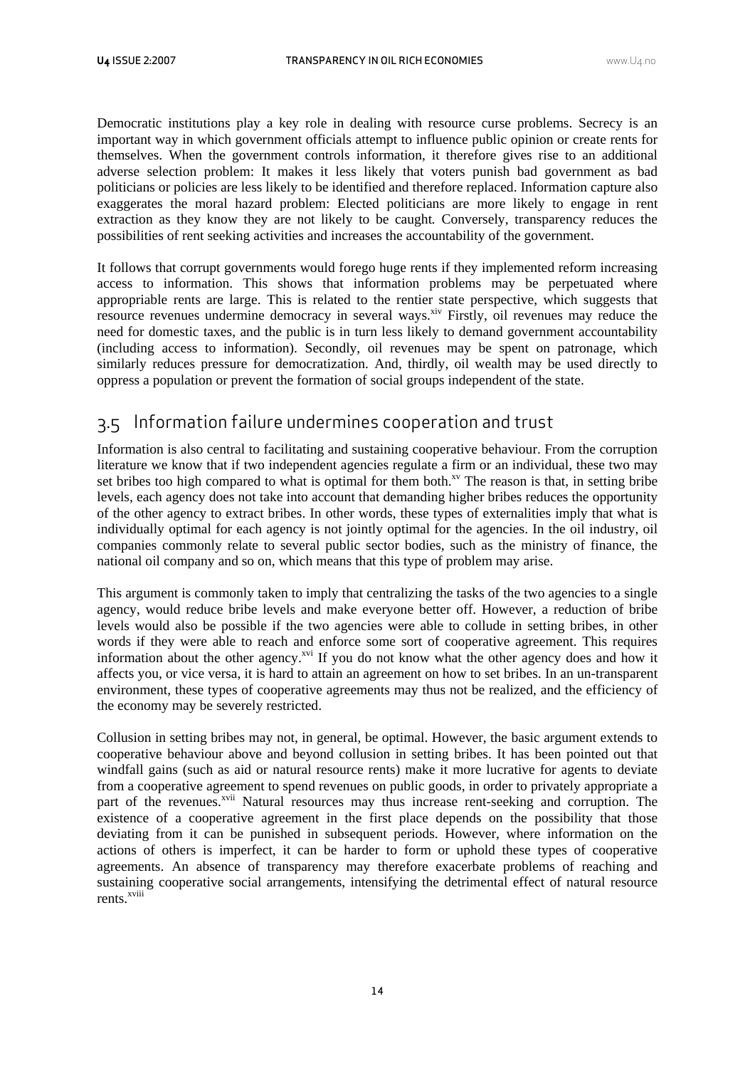Democratic institutions play a key role in dealing with resource curse problems. Secrecy is an important way in which government officials attempt to influence public opinion or create rents for themselves. When the government controls information, it therefore gives rise to an additional adverse selection problem: It makes it less likely that voters punish bad government as bad politicians or policies are less likely to be identified and therefore replaced. Information capture also exaggerates the moral hazard problem: Elected politicians are more likely to engage in rent extraction as they know they are not likely to be caught. Conversely, transparency reduces the possibilities of rent seeking activities and increases the accountability of the government.

It follows that corrupt governments would forego huge rents if they implemented reform increasing access to information. This shows that information problems may be perpetuated where appropriable rents are large. This is related to the rentier state perspective, which suggests that resource revenues undermine democracy in several ways.[xiv] Firstly, oil revenues may reduce the need for domestic taxes, and the public is in turn less likely to demand government accountability (including access to information). Secondly, oil revenues may be spent on patronage, which similarly reduces pressure for democratization. And, thirdly, oil wealth may be used directly to oppress a population or prevent the formation of social groups independent of the state.

## 3.5 Information failure undermines cooperation and trust

Information is also central to facilitating and sustaining cooperative behaviour. From the corruption literature we know that if two independent agencies regulate a firm or an individual, these two may set bribes too high compared to what is optimal for them both.[xv] The reason is that, in setting bribe levels, each agency does not take into account that demanding higher bribes reduces the opportunity of the other agency to extract bribes. In other words, these types of externalities imply that what is individually optimal for each agency is not jointly optimal for the agencies. In the oil industry, oil companies commonly relate to several public sector bodies, such as the ministry of finance, the national oil company and so on, which means that this type of problem may arise.

This argument is commonly taken to imply that centralizing the tasks of the two agencies to a single agency, would reduce bribe levels and make everyone better off. However, a reduction of bribe levels would also be possible if the two agencies were able to collude in setting bribes, in other words if they were able to reach and enforce some sort of cooperative agreement. This requires information about the other agency.[xvi] If you do not know what the other agency does and how it affects you, or vice versa, it is hard to attain an agreement on how to set bribes. In an un-transparent environment, these types of cooperative agreements may thus not be realized, and the efficiency of the economy may be severely restricted.

Collusion in setting bribes may not, in general, be optimal. However, the basic argument extends to cooperative behaviour above and beyond collusion in setting bribes. It has been pointed out that windfall gains (such as aid or natural resource rents) make it more lucrative for agents to deviate from a cooperative agreement to spend revenues on public goods, in order to privately appropriate a part of the revenues.[xvii] Natural resources may thus increase rent-seeking and corruption. The existence of a cooperative agreement in the first place depends on the possibility that those deviating from it can be punished in subsequent periods. However, where information on the actions of others is imperfect, it can be harder to form or uphold these types of cooperative agreements. An absence of transparency may therefore exacerbate problems of reaching and sustaining cooperative social arrangements, intensifying the detrimental effect of natural resource rents.[xviii]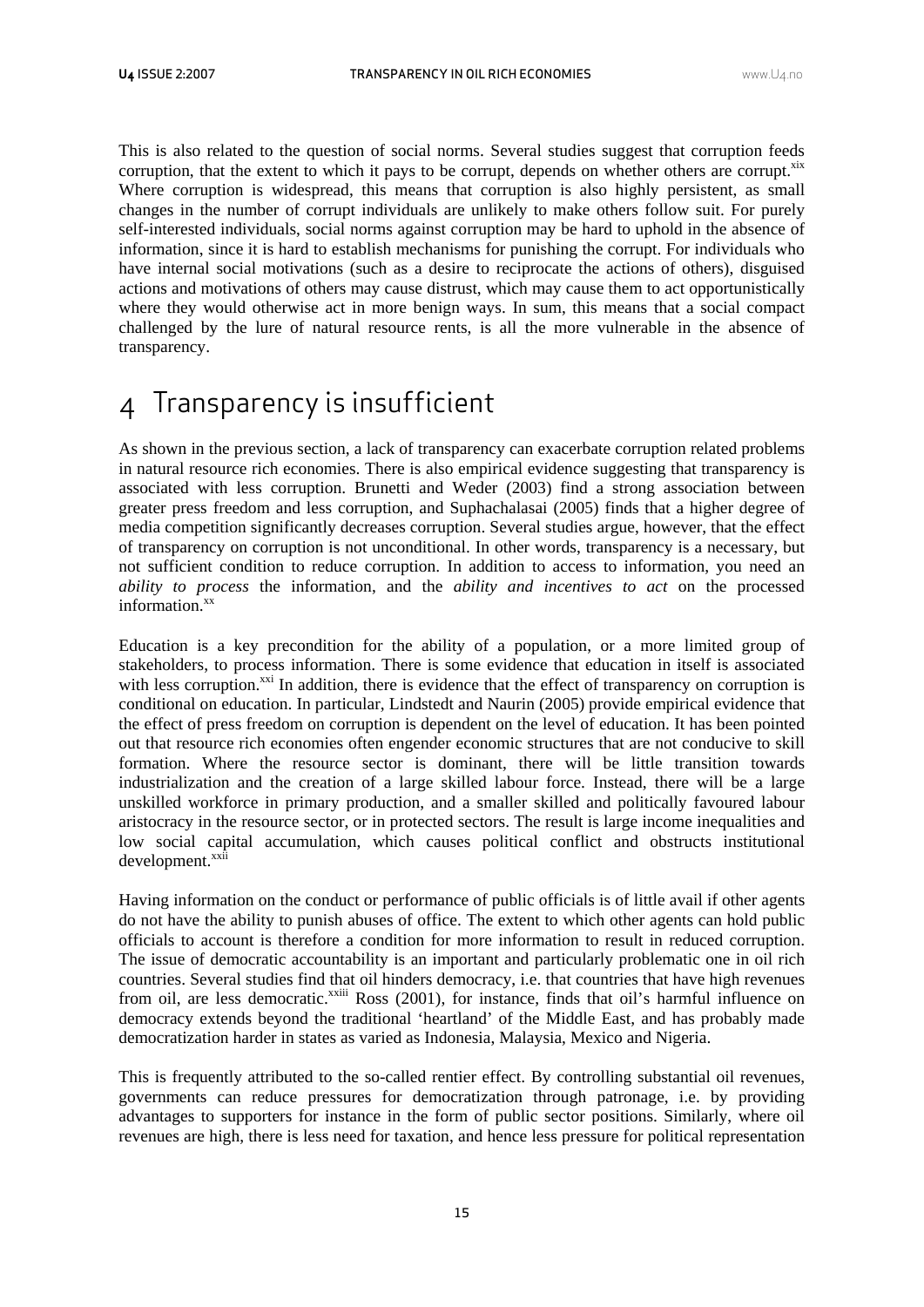This is also related to the question of social norms. Several studies suggest that corruption feeds corruption, that the extent to which it pays to be corrupt, depends on whether others are corrupt.[xix] Where corruption is widespread, this means that corruption is also highly persistent, as small changes in the number of corrupt individuals are unlikely to make others follow suit. For purely self-interested individuals, social norms against corruption may be hard to uphold in the absence of information, since it is hard to establish mechanisms for punishing the corrupt. For individuals who have internal social motivations (such as a desire to reciprocate the actions of others), disguised actions and motivations of others may cause distrust, which may cause them to act opportunistically where they would otherwise act in more benign ways. In sum, this means that a social compact challenged by the lure of natural resource rents, is all the more vulnerable in the absence of transparency.

# 4 Transparency is insufficient

As shown in the previous section, a lack of transparency can exacerbate corruption related problems in natural resource rich economies. There is also empirical evidence suggesting that transparency is associated with less corruption. Brunetti and Weder (2003) find a strong association between greater press freedom and less corruption, and Suphachalasai (2005) finds that a higher degree of media competition significantly decreases corruption. Several studies argue, however, that the effect of transparency on corruption is not unconditional. In other words, transparency is a necessary, but not sufficient condition to reduce corruption. In addition to access to information, you need an *ability to process* the information, and the *ability and incentives to act* on the processed information.[xx]

Education is a key precondition for the ability of a population, or a more limited group of stakeholders, to process information. There is some evidence that education in itself is associated with less corruption.[xxi] In addition, there is evidence that the effect of transparency on corruption is conditional on education. In particular, Lindstedt and Naurin (2005) provide empirical evidence that the effect of press freedom on corruption is dependent on the level of education. It has been pointed out that resource rich economies often engender economic structures that are not conducive to skill formation. Where the resource sector is dominant, there will be little transition towards industrialization and the creation of a large skilled labour force. Instead, there will be a large unskilled workforce in primary production, and a smaller skilled and politically favoured labour aristocracy in the resource sector, or in protected sectors. The result is large income inequalities and low social capital accumulation, which causes political conflict and obstructs institutional development.[xxii]

Having information on the conduct or performance of public officials is of little avail if other agents do not have the ability to punish abuses of office. The extent to which other agents can hold public officials to account is therefore a condition for more information to result in reduced corruption. The issue of democratic accountability is an important and particularly problematic one in oil rich countries. Several studies find that oil hinders democracy, i.e. that countries that have high revenues from oil, are less democratic.[xxiii] Ross (2001), for instance, finds that oil's harmful influence on democracy extends beyond the traditional 'heartland' of the Middle East, and has probably made democratization harder in states as varied as Indonesia, Malaysia, Mexico and Nigeria.

This is frequently attributed to the so-called rentier effect. By controlling substantial oil revenues, governments can reduce pressures for democratization through patronage, i.e. by providing advantages to supporters for instance in the form of public sector positions. Similarly, where oil revenues are high, there is less need for taxation, and hence less pressure for political representation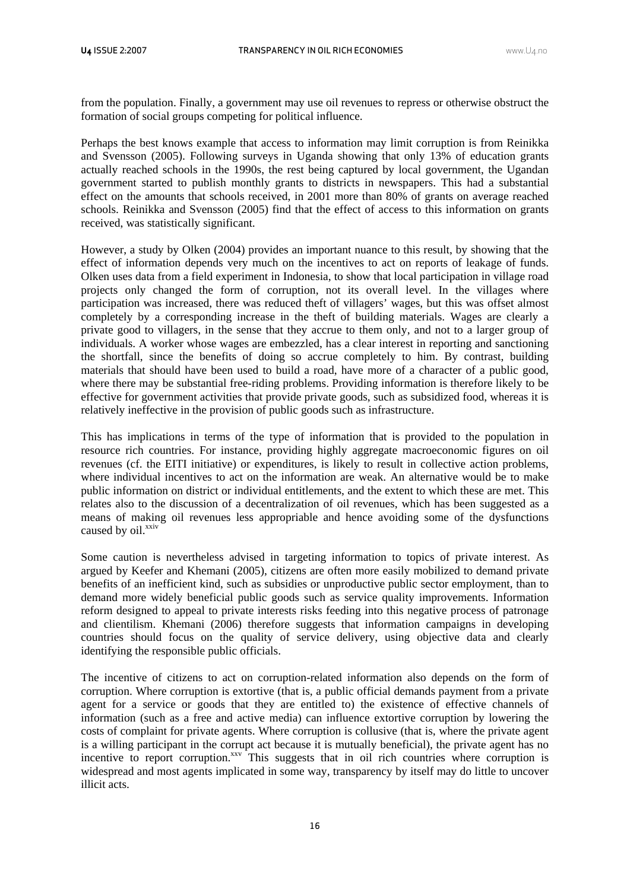from the population. Finally, a government may use oil revenues to repress or otherwise obstruct the formation of social groups competing for political influence.

Perhaps the best knows example that access to information may limit corruption is from Reinikka and Svensson (2005). Following surveys in Uganda showing that only 13% of education grants actually reached schools in the 1990s, the rest being captured by local government, the Ugandan government started to publish monthly grants to districts in newspapers. This had a substantial effect on the amounts that schools received, in 2001 more than 80% of grants on average reached schools. Reinikka and Svensson (2005) find that the effect of access to this information on grants received, was statistically significant.

However, a study by Olken (2004) provides an important nuance to this result, by showing that the effect of information depends very much on the incentives to act on reports of leakage of funds. Olken uses data from a field experiment in Indonesia, to show that local participation in village road projects only changed the form of corruption, not its overall level. In the villages where participation was increased, there was reduced theft of villagers' wages, but this was offset almost completely by a corresponding increase in the theft of building materials. Wages are clearly a private good to villagers, in the sense that they accrue to them only, and not to a larger group of individuals. A worker whose wages are embezzled, has a clear interest in reporting and sanctioning the shortfall, since the benefits of doing so accrue completely to him. By contrast, building materials that should have been used to build a road, have more of a character of a public good, where there may be substantial free-riding problems. Providing information is therefore likely to be effective for government activities that provide private goods, such as subsidized food, whereas it is relatively ineffective in the provision of public goods such as infrastructure.

This has implications in terms of the type of information that is provided to the population in resource rich countries. For instance, providing highly aggregate macroeconomic figures on oil revenues (cf. the EITI initiative) or expenditures, is likely to result in collective action problems, where individual incentives to act on the information are weak. An alternative would be to make public information on district or individual entitlements, and the extent to which these are met. This relates also to the discussion of a decentralization of oil revenues, which has been suggested as a means of making oil revenues less appropriable and hence avoiding some of the dysfunctions caused by oil.[xxiv]

Some caution is nevertheless advised in targeting information to topics of private interest. As argued by Keefer and Khemani (2005), citizens are often more easily mobilized to demand private benefits of an inefficient kind, such as subsidies or unproductive public sector employment, than to demand more widely beneficial public goods such as service quality improvements. Information reform designed to appeal to private interests risks feeding into this negative process of patronage and clientilism. Khemani (2006) therefore suggests that information campaigns in developing countries should focus on the quality of service delivery, using objective data and clearly identifying the responsible public officials.

The incentive of citizens to act on corruption-related information also depends on the form of corruption. Where corruption is extortive (that is, a public official demands payment from a private agent for a service or goods that they are entitled to) the existence of effective channels of information (such as a free and active media) can influence extortive corruption by lowering the costs of complaint for private agents. Where corruption is collusive (that is, where the private agent is a willing participant in the corrupt act because it is mutually beneficial), the private agent has no incentive to report corruption.[xxv] This suggests that in oil rich countries where corruption is widespread and most agents implicated in some way, transparency by itself may do little to uncover illicit acts.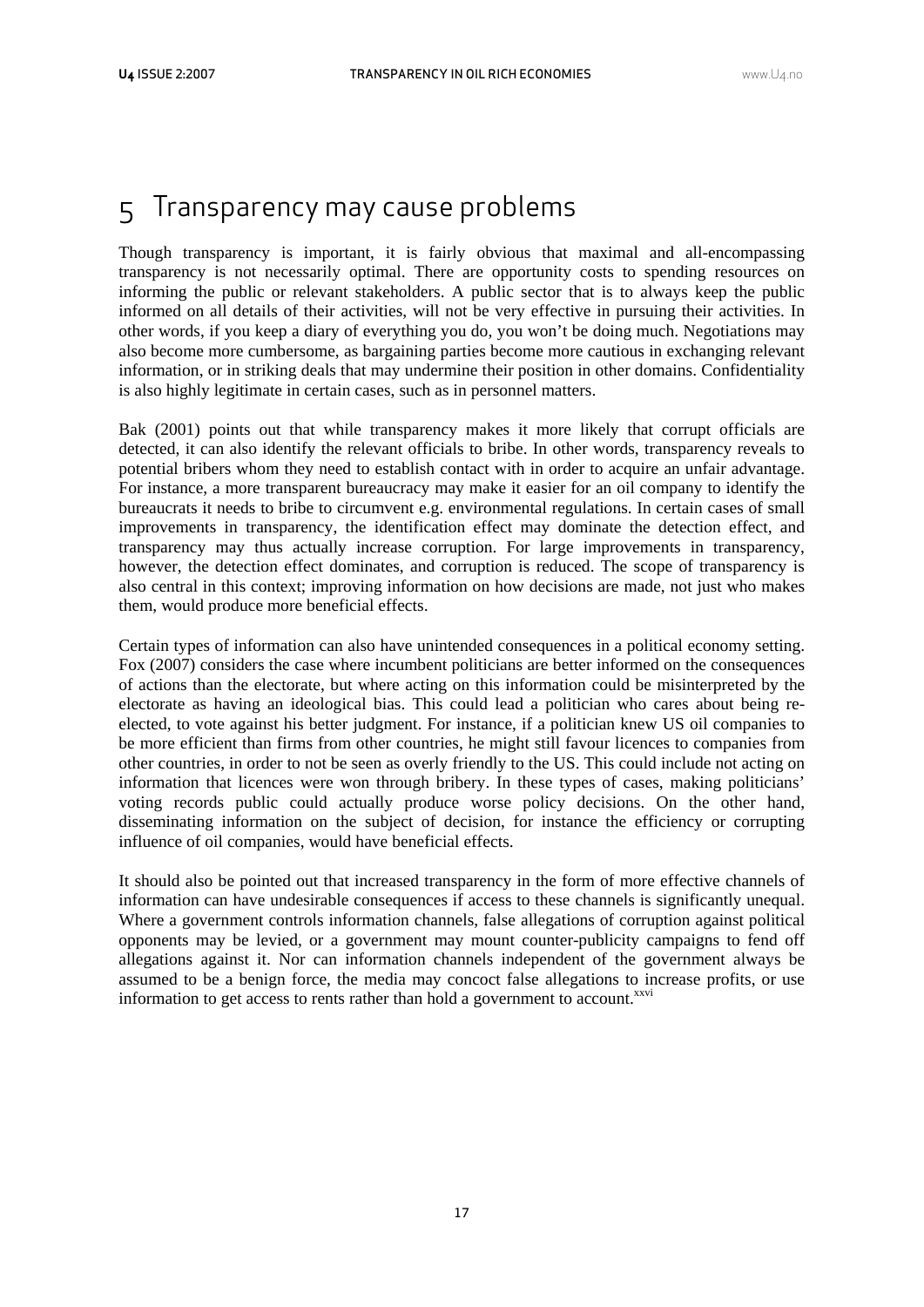# 5 Transparency may cause problems

Though transparency is important, it is fairly obvious that maximal and all-encompassing transparency is not necessarily optimal. There are opportunity costs to spending resources on informing the public or relevant stakeholders. A public sector that is to always keep the public informed on all details of their activities, will not be very effective in pursuing their activities. In other words, if you keep a diary of everything you do, you won't be doing much. Negotiations may also become more cumbersome, as bargaining parties become more cautious in exchanging relevant information, or in striking deals that may undermine their position in other domains. Confidentiality is also highly legitimate in certain cases, such as in personnel matters.

Bak (2001) points out that while transparency makes it more likely that corrupt officials are detected, it can also identify the relevant officials to bribe. In other words, transparency reveals to potential bribers whom they need to establish contact with in order to acquire an unfair advantage. For instance, a more transparent bureaucracy may make it easier for an oil company to identify the bureaucrats it needs to bribe to circumvent e.g. environmental regulations. In certain cases of small improvements in transparency, the identification effect may dominate the detection effect, and transparency may thus actually increase corruption. For large improvements in transparency, however, the detection effect dominates, and corruption is reduced. The scope of transparency is also central in this context; improving information on how decisions are made, not just who makes them, would produce more beneficial effects.

Certain types of information can also have unintended consequences in a political economy setting. Fox (2007) considers the case where incumbent politicians are better informed on the consequences of actions than the electorate, but where acting on this information could be misinterpreted by the electorate as having an ideological bias. This could lead a politician who cares about being re-elected, to vote against his better judgment. For instance, if a politician knew US oil companies to be more efficient than firms from other countries, he might still favour licences to companies from other countries, in order to not be seen as overly friendly to the US. This could include not acting on information that licences were won through bribery. In these types of cases, making politicians' voting records public could actually produce worse policy decisions. On the other hand, disseminating information on the subject of decision, for instance the efficiency or corrupting influence of oil companies, would have beneficial effects.

It should also be pointed out that increased transparency in the form of more effective channels of information can have undesirable consequences if access to these channels is significantly unequal. Where a government controls information channels, false allegations of corruption against political opponents may be levied, or a government may mount counter-publicity campaigns to fend off allegations against it. Nor can information channels independent of the government always be assumed to be a benign force, the media may concoct false allegations to increase profits, or use information to get access to rents rather than hold a government to account.[xxvi]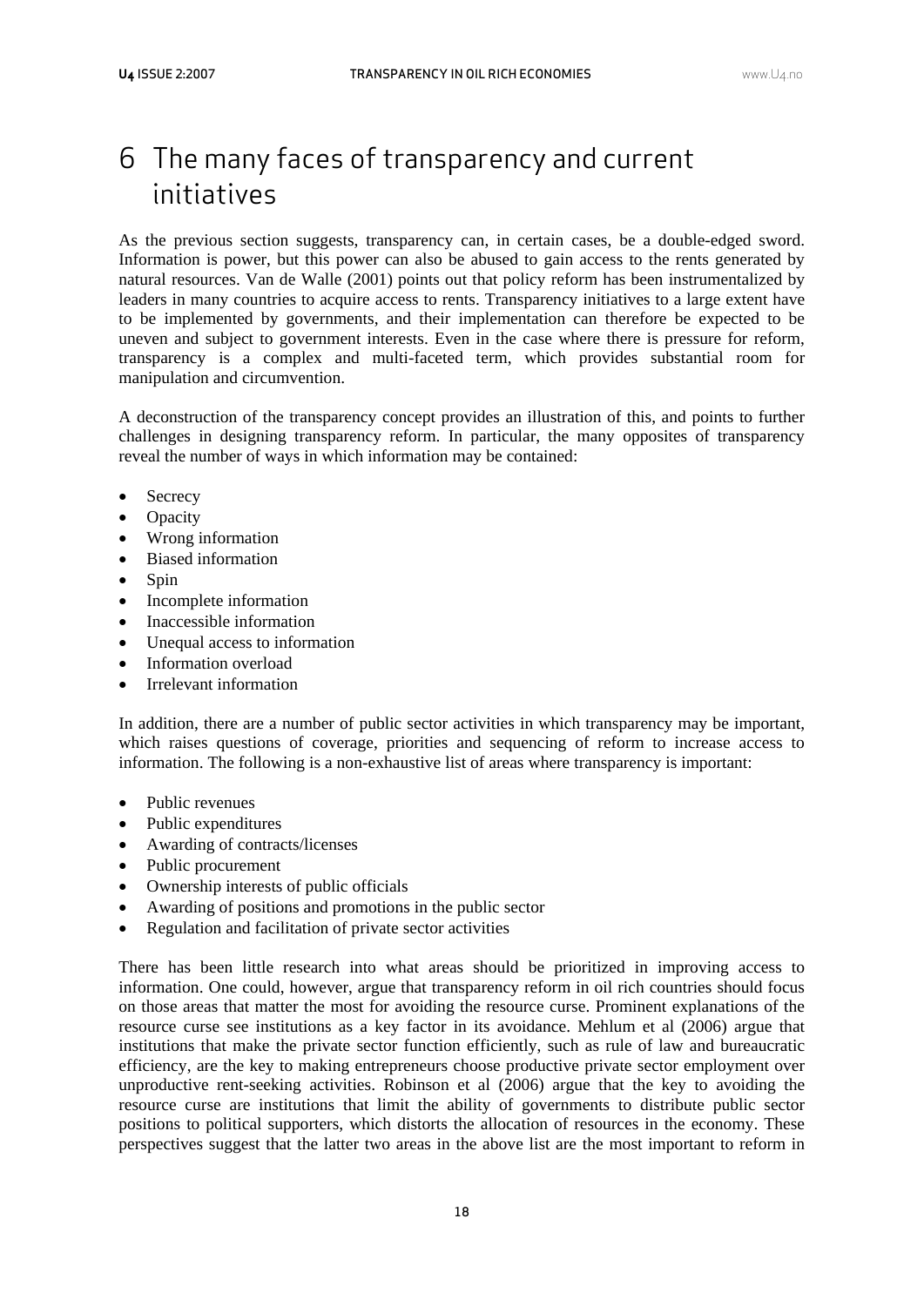# 6 The many faces of transparency and current initiatives

As the previous section suggests, transparency can, in certain cases, be a double-edged sword. Information is power, but this power can also be abused to gain access to the rents generated by natural resources. Van de Walle (2001) points out that policy reform has been instrumentalized by leaders in many countries to acquire access to rents. Transparency initiatives to a large extent have to be implemented by governments, and their implementation can therefore be expected to be uneven and subject to government interests. Even in the case where there is pressure for reform, transparency is a complex and multi-faceted term, which provides substantial room for manipulation and circumvention.

A deconstruction of the transparency concept provides an illustration of this, and points to further challenges in designing transparency reform. In particular, the many opposites of transparency reveal the number of ways in which information may be contained:

- Secrecy
- Opacity
- Wrong information
- Biased information
- Spin
- Incomplete information
- Inaccessible information
- Unequal access to information
- Information overload
- Irrelevant information

In addition, there are a number of public sector activities in which transparency may be important, which raises questions of coverage, priorities and sequencing of reform to increase access to information. The following is a non-exhaustive list of areas where transparency is important:

- Public revenues
- Public expenditures
- Awarding of contracts/licenses
- Public procurement
- Ownership interests of public officials
- Awarding of positions and promotions in the public sector
- Regulation and facilitation of private sector activities

There has been little research into what areas should be prioritized in improving access to information. One could, however, argue that transparency reform in oil rich countries should focus on those areas that matter the most for avoiding the resource curse. Prominent explanations of the resource curse see institutions as a key factor in its avoidance. Mehlum et al (2006) argue that institutions that make the private sector function efficiently, such as rule of law and bureaucratic efficiency, are the key to making entrepreneurs choose productive private sector employment over unproductive rent-seeking activities. Robinson et al (2006) argue that the key to avoiding the resource curse are institutions that limit the ability of governments to distribute public sector positions to political supporters, which distorts the allocation of resources in the economy. These perspectives suggest that the latter two areas in the above list are the most important to reform in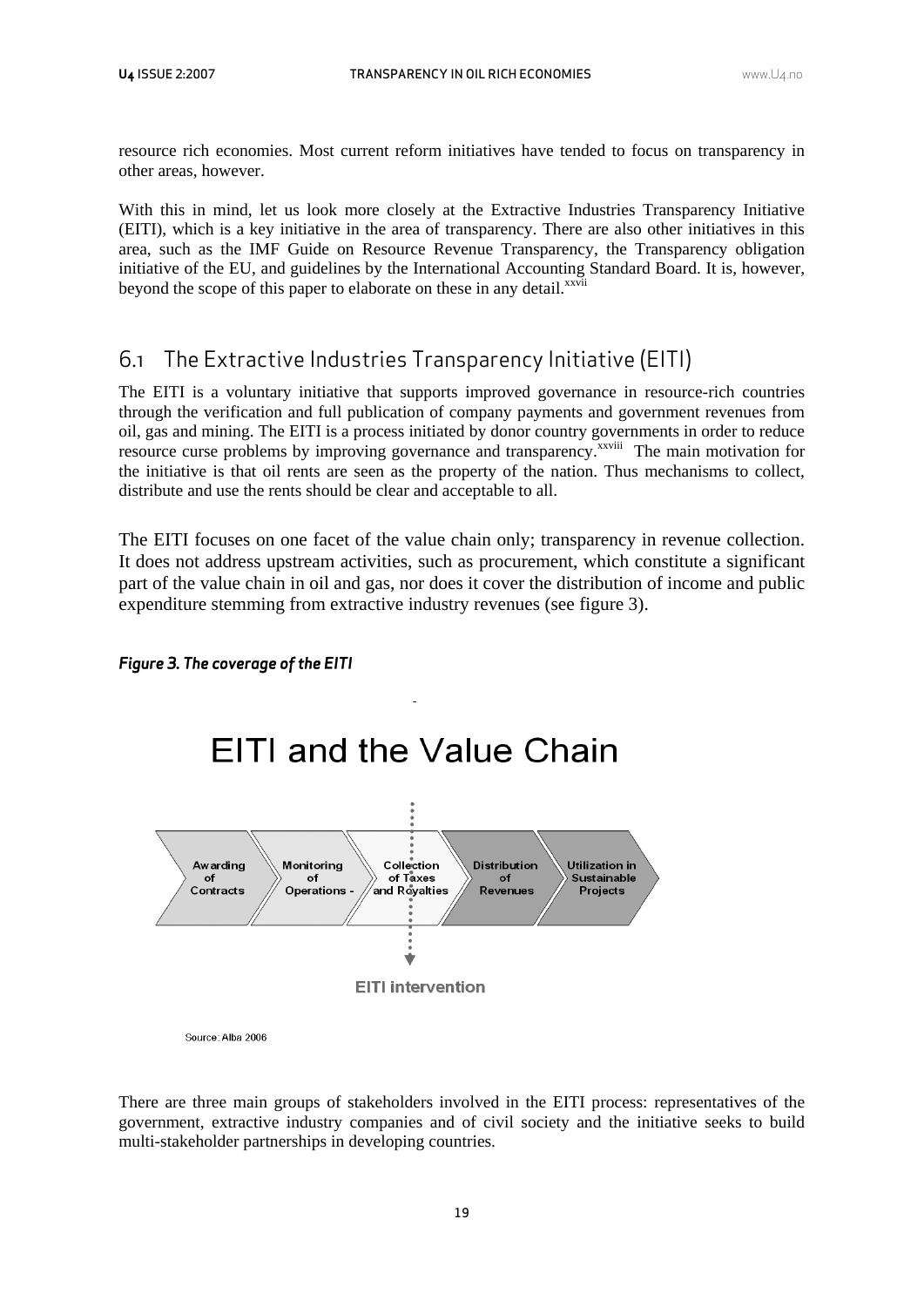resource rich economies. Most current reform initiatives have tended to focus on transparency in other areas, however.

With this in mind, let us look more closely at the Extractive Industries Transparency Initiative (EITI), which is a key initiative in the area of transparency. There are also other initiatives in this area, such as the IMF Guide on Resource Revenue Transparency, the Transparency obligation initiative of the EU, and guidelines by the International Accounting Standard Board. It is, however, beyond the scope of this paper to elaborate on these in any detail.[xxvii]

## 6.1 The Extractive Industries Transparency Initiative (EITI)

The EITI is a voluntary initiative that supports improved governance in resource-rich countries through the verification and full publication of company payments and government revenues from oil, gas and mining. The EITI is a process initiated by donor country governments in order to reduce resource curse problems by improving governance and transparency.[xxviii] The main motivation for the initiative is that oil rents are seen as the property of the nation. Thus mechanisms to collect, distribute and use the rents should be clear and acceptable to all.

The EITI focuses on one facet of the value chain only; transparency in revenue collection. It does not address upstream activities, such as procurement, which constitute a significant part of the value chain in oil and gas, nor does it cover the distribution of income and public expenditure stemming from extractive industry revenues (see figure 3).

***Figure 3. The coverage of the EITI***

EITI and the Value Chain

Awarding of Contracts → Monitoring of Operations - → Collection of Taxes and Royalties → Distribution of Revenues → Utilization in Sustainable Projects

EITI intervention

Source: Alba 2006

There are three main groups of stakeholders involved in the EITI process: representatives of the government, extractive industry companies and of civil society and the initiative seeks to build multi-stakeholder partnerships in developing countries.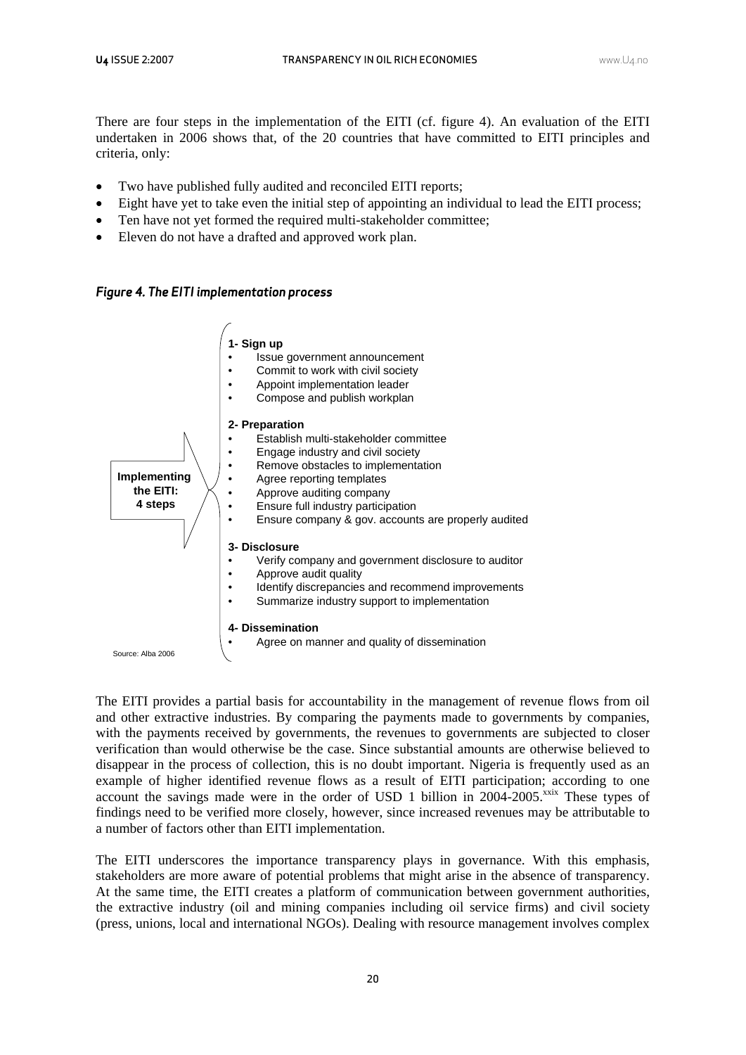There are four steps in the implementation of the EITI (cf. figure 4). An evaluation of the EITI undertaken in 2006 shows that, of the 20 countries that have committed to EITI principles and criteria, only:

- Two have published fully audited and reconciled EITI reports;
- Eight have yet to take even the initial step of appointing an individual to lead the EITI process;
- Ten have not yet formed the required multi-stakeholder committee;
- Eleven do not have a drafted and approved work plan.

***Figure 4. The EITI implementation process***

**Implementing the EITI: 4 steps**

**1- Sign up**
- Issue government announcement
- Commit to work with civil society
- Appoint implementation leader
- Compose and publish workplan

**2- Preparation**
- Establish multi-stakeholder committee
- Engage industry and civil society
- Remove obstacles to implementation
- Agree reporting templates
- Approve auditing company
- Ensure full industry participation
- Ensure company & gov. accounts are properly audited

**3- Disclosure**
- Verify company and government disclosure to auditor
- Approve audit quality
- Identify discrepancies and recommend improvements
- Summarize industry support to implementation

**4- Dissemination**
- Agree on manner and quality of dissemination

Source: Alba 2006

The EITI provides a partial basis for accountability in the management of revenue flows from oil and other extractive industries. By comparing the payments made to governments by companies, with the payments received by governments, the revenues to governments are subjected to closer verification than would otherwise be the case. Since substantial amounts are otherwise believed to disappear in the process of collection, this is no doubt important. Nigeria is frequently used as an example of higher identified revenue flows as a result of EITI participation; according to one account the savings made were in the order of USD 1 billion in 2004-2005.[xxix] These types of findings need to be verified more closely, however, since increased revenues may be attributable to a number of factors other than EITI implementation.

The EITI underscores the importance transparency plays in governance. With this emphasis, stakeholders are more aware of potential problems that might arise in the absence of transparency. At the same time, the EITI creates a platform of communication between government authorities, the extractive industry (oil and mining companies including oil service firms) and civil society (press, unions, local and international NGOs). Dealing with resource management involves complex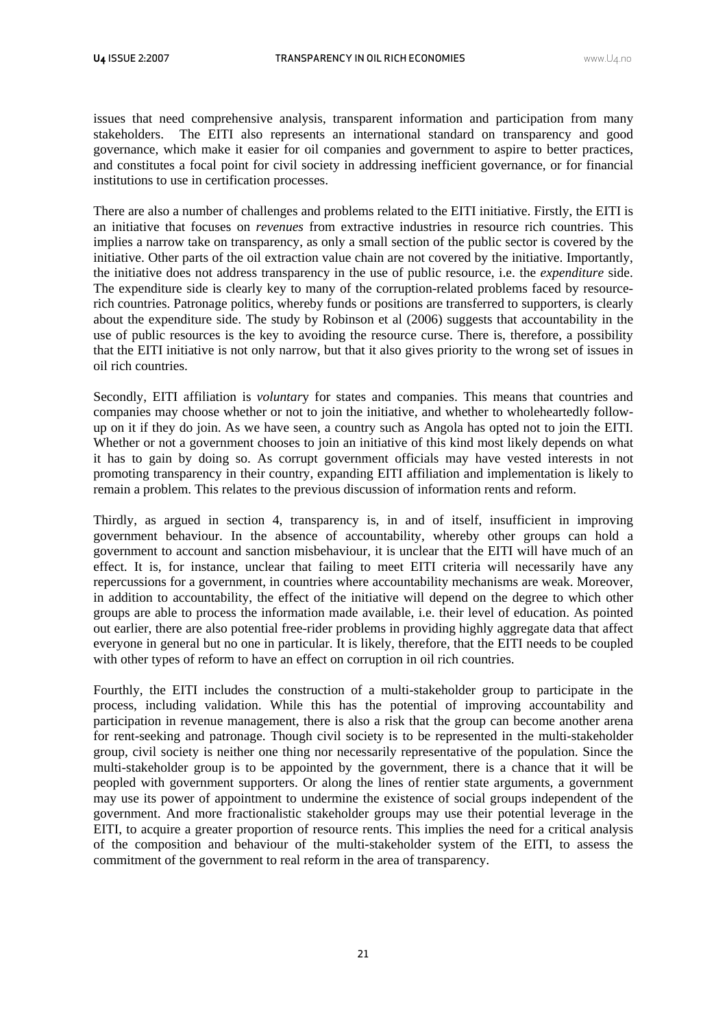issues that need comprehensive analysis, transparent information and participation from many stakeholders. The EITI also represents an international standard on transparency and good governance, which make it easier for oil companies and government to aspire to better practices, and constitutes a focal point for civil society in addressing inefficient governance, or for financial institutions to use in certification processes.

There are also a number of challenges and problems related to the EITI initiative. Firstly, the EITI is an initiative that focuses on *revenues* from extractive industries in resource rich countries. This implies a narrow take on transparency, as only a small section of the public sector is covered by the initiative. Other parts of the oil extraction value chain are not covered by the initiative. Importantly, the initiative does not address transparency in the use of public resource, i.e. the *expenditure* side. The expenditure side is clearly key to many of the corruption-related problems faced by resource-rich countries. Patronage politics, whereby funds or positions are transferred to supporters, is clearly about the expenditure side. The study by Robinson et al (2006) suggests that accountability in the use of public resources is the key to avoiding the resource curse. There is, therefore, a possibility that the EITI initiative is not only narrow, but that it also gives priority to the wrong set of issues in oil rich countries.

Secondly, EITI affiliation is *voluntar*y for states and companies. This means that countries and companies may choose whether or not to join the initiative, and whether to wholeheartedly follow-up on it if they do join. As we have seen, a country such as Angola has opted not to join the EITI. Whether or not a government chooses to join an initiative of this kind most likely depends on what it has to gain by doing so. As corrupt government officials may have vested interests in not promoting transparency in their country, expanding EITI affiliation and implementation is likely to remain a problem. This relates to the previous discussion of information rents and reform.

Thirdly, as argued in section 4, transparency is, in and of itself, insufficient in improving government behaviour. In the absence of accountability, whereby other groups can hold a government to account and sanction misbehaviour, it is unclear that the EITI will have much of an effect. It is, for instance, unclear that failing to meet EITI criteria will necessarily have any repercussions for a government, in countries where accountability mechanisms are weak. Moreover, in addition to accountability, the effect of the initiative will depend on the degree to which other groups are able to process the information made available, i.e. their level of education. As pointed out earlier, there are also potential free-rider problems in providing highly aggregate data that affect everyone in general but no one in particular. It is likely, therefore, that the EITI needs to be coupled with other types of reform to have an effect on corruption in oil rich countries.

Fourthly, the EITI includes the construction of a multi-stakeholder group to participate in the process, including validation. While this has the potential of improving accountability and participation in revenue management, there is also a risk that the group can become another arena for rent-seeking and patronage. Though civil society is to be represented in the multi-stakeholder group, civil society is neither one thing nor necessarily representative of the population. Since the multi-stakeholder group is to be appointed by the government, there is a chance that it will be peopled with government supporters. Or along the lines of rentier state arguments, a government may use its power of appointment to undermine the existence of social groups independent of the government. And more fractionalistic stakeholder groups may use their potential leverage in the EITI, to acquire a greater proportion of resource rents. This implies the need for a critical analysis of the composition and behaviour of the multi-stakeholder system of the EITI, to assess the commitment of the government to real reform in the area of transparency.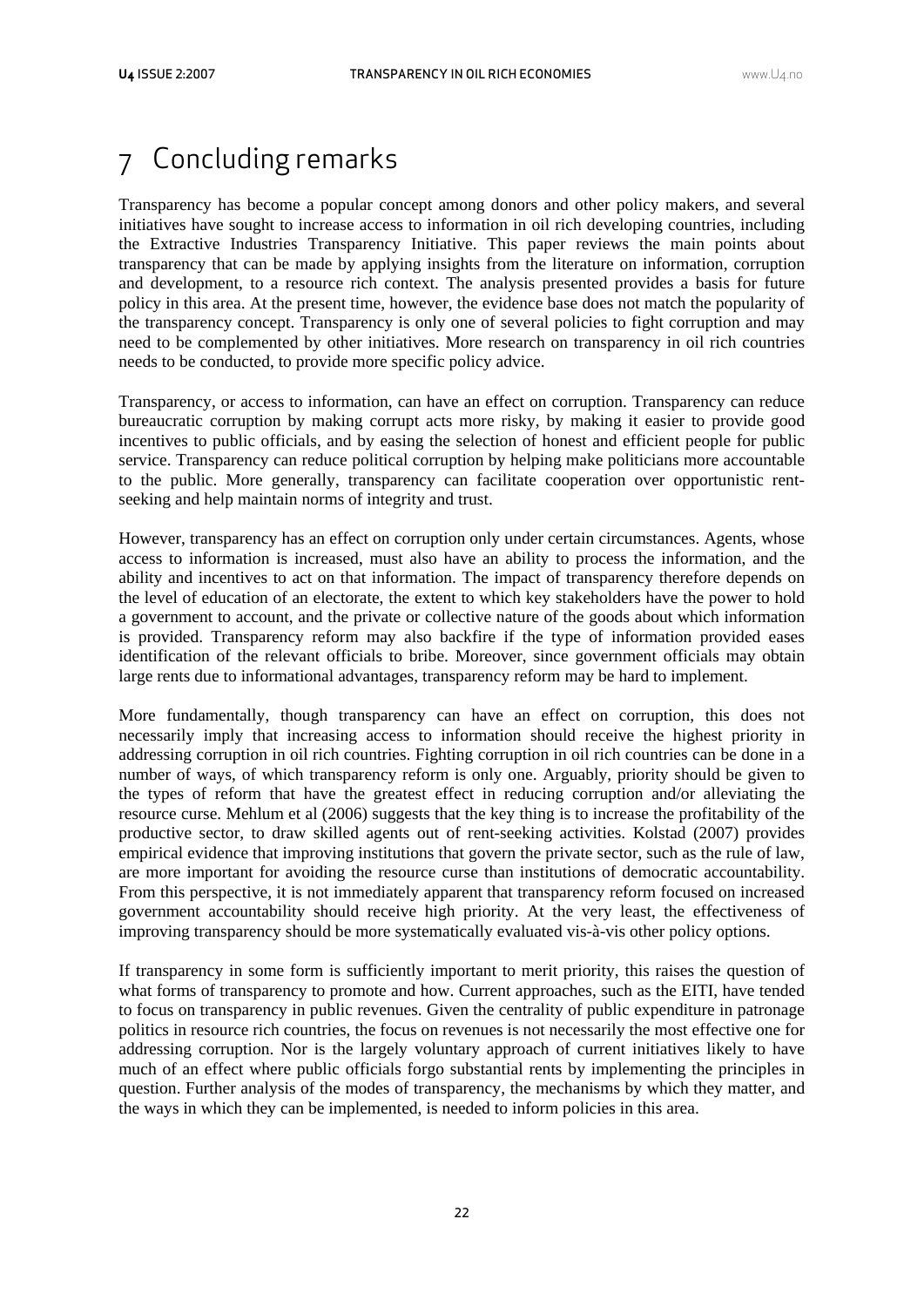# 7 Concluding remarks

Transparency has become a popular concept among donors and other policy makers, and several initiatives have sought to increase access to information in oil rich developing countries, including the Extractive Industries Transparency Initiative. This paper reviews the main points about transparency that can be made by applying insights from the literature on information, corruption and development, to a resource rich context. The analysis presented provides a basis for future policy in this area. At the present time, however, the evidence base does not match the popularity of the transparency concept. Transparency is only one of several policies to fight corruption and may need to be complemented by other initiatives. More research on transparency in oil rich countries needs to be conducted, to provide more specific policy advice.

Transparency, or access to information, can have an effect on corruption. Transparency can reduce bureaucratic corruption by making corrupt acts more risky, by making it easier to provide good incentives to public officials, and by easing the selection of honest and efficient people for public service. Transparency can reduce political corruption by helping make politicians more accountable to the public. More generally, transparency can facilitate cooperation over opportunistic rent-seeking and help maintain norms of integrity and trust.

However, transparency has an effect on corruption only under certain circumstances. Agents, whose access to information is increased, must also have an ability to process the information, and the ability and incentives to act on that information. The impact of transparency therefore depends on the level of education of an electorate, the extent to which key stakeholders have the power to hold a government to account, and the private or collective nature of the goods about which information is provided. Transparency reform may also backfire if the type of information provided eases identification of the relevant officials to bribe. Moreover, since government officials may obtain large rents due to informational advantages, transparency reform may be hard to implement.

More fundamentally, though transparency can have an effect on corruption, this does not necessarily imply that increasing access to information should receive the highest priority in addressing corruption in oil rich countries. Fighting corruption in oil rich countries can be done in a number of ways, of which transparency reform is only one. Arguably, priority should be given to the types of reform that have the greatest effect in reducing corruption and/or alleviating the resource curse. Mehlum et al (2006) suggests that the key thing is to increase the profitability of the productive sector, to draw skilled agents out of rent-seeking activities. Kolstad (2007) provides empirical evidence that improving institutions that govern the private sector, such as the rule of law, are more important for avoiding the resource curse than institutions of democratic accountability. From this perspective, it is not immediately apparent that transparency reform focused on increased government accountability should receive high priority. At the very least, the effectiveness of improving transparency should be more systematically evaluated vis-à-vis other policy options.

If transparency in some form is sufficiently important to merit priority, this raises the question of what forms of transparency to promote and how. Current approaches, such as the EITI, have tended to focus on transparency in public revenues. Given the centrality of public expenditure in patronage politics in resource rich countries, the focus on revenues is not necessarily the most effective one for addressing corruption. Nor is the largely voluntary approach of current initiatives likely to have much of an effect where public officials forgo substantial rents by implementing the principles in question. Further analysis of the modes of transparency, the mechanisms by which they matter, and the ways in which they can be implemented, is needed to inform policies in this area.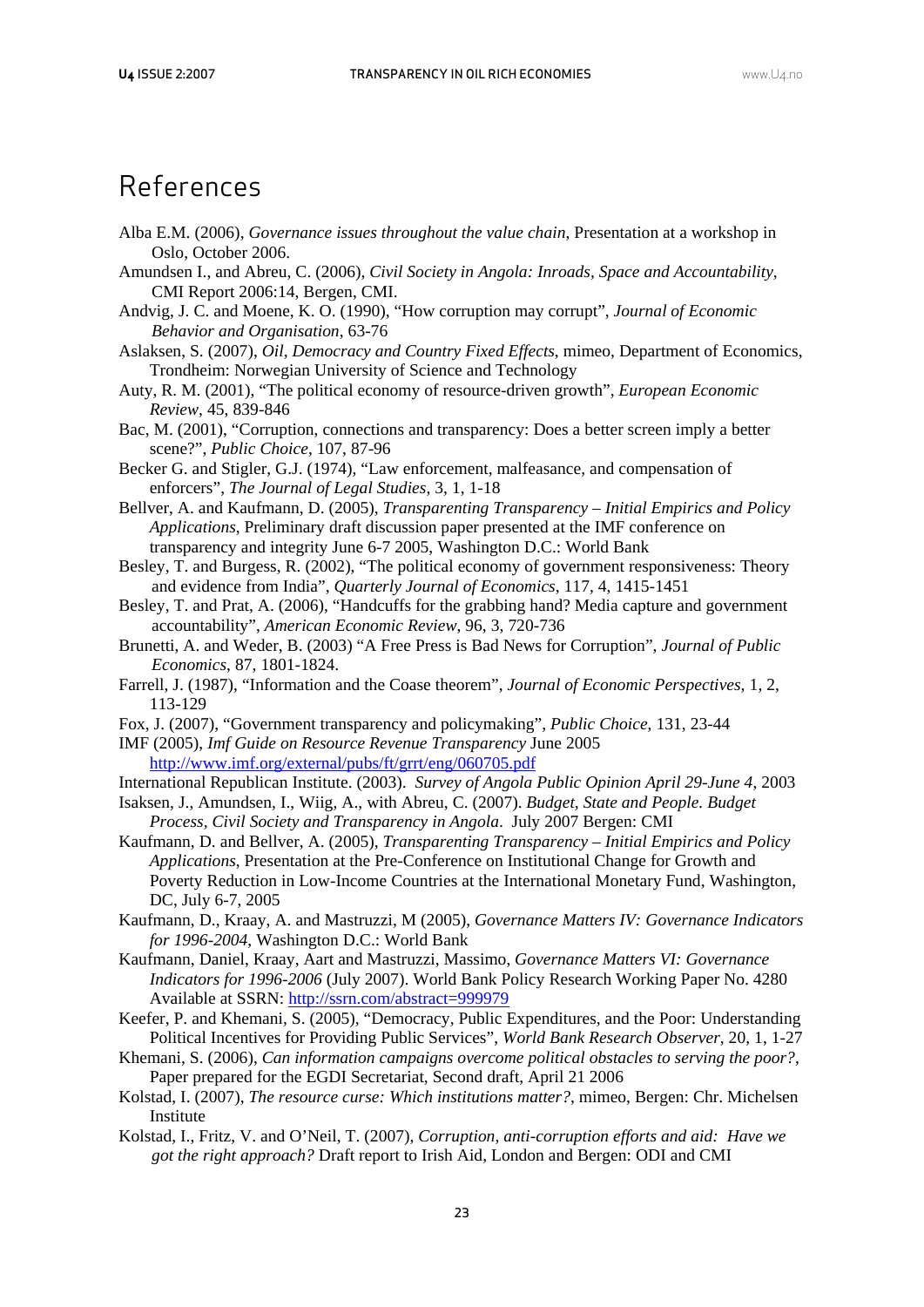# References

Alba E.M. (2006), *Governance issues throughout the value chain*, Presentation at a workshop in Oslo, October 2006.

Amundsen I., and Abreu, C. (2006), *Civil Society in Angola: Inroads, Space and Accountability*, CMI Report 2006:14, Bergen, CMI.

Andvig, J. C. and Moene, K. O. (1990), "How corruption may corrupt", *Journal of Economic Behavior and Organisation*, 63-76

Aslaksen, S. (2007), *Oil, Democracy and Country Fixed Effects*, mimeo, Department of Economics, Trondheim: Norwegian University of Science and Technology

Auty, R. M. (2001), "The political economy of resource-driven growth", *European Economic Review*, 45, 839-846

Bac, M. (2001), "Corruption, connections and transparency: Does a better screen imply a better scene?", *Public Choice*, 107, 87-96

Becker G. and Stigler, G.J. (1974), "Law enforcement, malfeasance, and compensation of enforcers", *The Journal of Legal Studies*, 3, 1, 1-18

Bellver, A. and Kaufmann, D. (2005), *Transparenting Transparency – Initial Empirics and Policy Applications*, Preliminary draft discussion paper presented at the IMF conference on transparency and integrity June 6-7 2005, Washington D.C.: World Bank

Besley, T. and Burgess, R. (2002), "The political economy of government responsiveness: Theory and evidence from India", *Quarterly Journal of Economics*, 117, 4, 1415-1451

Besley, T. and Prat, A. (2006), "Handcuffs for the grabbing hand? Media capture and government accountability", *American Economic Review*, 96, 3, 720-736

Brunetti, A. and Weder, B. (2003) "A Free Press is Bad News for Corruption", *Journal of Public Economics*, 87, 1801-1824.

Farrell, J. (1987), "Information and the Coase theorem", *Journal of Economic Perspectives*, 1, 2, 113-129

Fox, J. (2007), "Government transparency and policymaking", *Public Choice*, 131, 23-44

IMF (2005), *Imf Guide on Resource Revenue Transparency* June 2005 http://www.imf.org/external/pubs/ft/grrt/eng/060705.pdf

International Republican Institute. (2003). *Survey of Angola Public Opinion April 29-June 4*, 2003

Isaksen, J., Amundsen, I., Wiig, A., with Abreu, C. (2007). *Budget, State and People. Budget Process, Civil Society and Transparency in Angola*. July 2007 Bergen: CMI

Kaufmann, D. and Bellver, A. (2005), *Transparenting Transparency – Initial Empirics and Policy Applications*, Presentation at the Pre-Conference on Institutional Change for Growth and Poverty Reduction in Low-Income Countries at the International Monetary Fund, Washington, DC, July 6-7, 2005

Kaufmann, D., Kraay, A. and Mastruzzi, M (2005), *Governance Matters IV: Governance Indicators for 1996-2004*, Washington D.C.: World Bank

Kaufmann, Daniel, Kraay, Aart and Mastruzzi, Massimo, *Governance Matters VI: Governance Indicators for 1996-2006* (July 2007). World Bank Policy Research Working Paper No. 4280 Available at SSRN: http://ssrn.com/abstract=999979

Keefer, P. and Khemani, S. (2005), "Democracy, Public Expenditures, and the Poor: Understanding Political Incentives for Providing Public Services", *World Bank Research Observer*, 20, 1, 1-27

Khemani, S. (2006), *Can information campaigns overcome political obstacles to serving the poor?*, Paper prepared for the EGDI Secretariat, Second draft, April 21 2006

Kolstad, I. (2007), *The resource curse: Which institutions matter?*, mimeo, Bergen: Chr. Michelsen Institute

Kolstad, I., Fritz, V. and O'Neil, T. (2007), *Corruption, anti-corruption efforts and aid: Have we got the right approach?* Draft report to Irish Aid, London and Bergen: ODI and CMI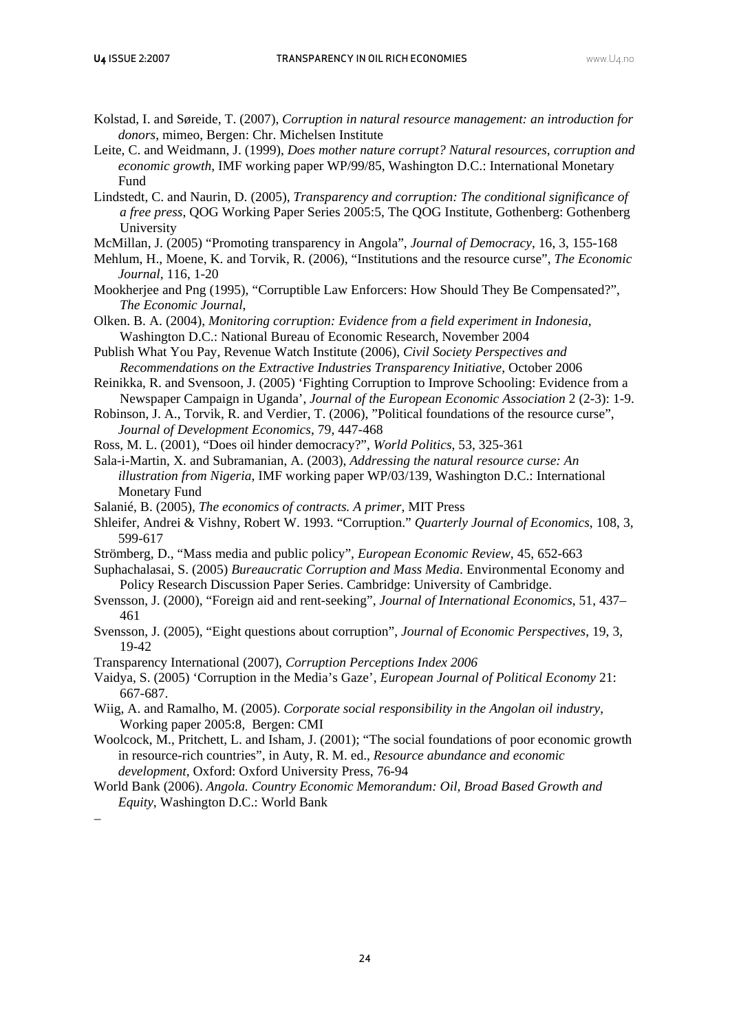Kolstad, I. and Søreide, T. (2007), *Corruption in natural resource management: an introduction for donors*, mimeo, Bergen: Chr. Michelsen Institute

Leite, C. and Weidmann, J. (1999), *Does mother nature corrupt? Natural resources, corruption and economic growth*, IMF working paper WP/99/85, Washington D.C.: International Monetary Fund

Lindstedt, C. and Naurin, D. (2005), *Transparency and corruption: The conditional significance of a free press*, QOG Working Paper Series 2005:5, The QOG Institute, Gothenberg: Gothenberg University

McMillan, J. (2005) "Promoting transparency in Angola", *Journal of Democracy*, 16, 3, 155-168

Mehlum, H., Moene, K. and Torvik, R. (2006), "Institutions and the resource curse", *The Economic Journal*, 116, 1-20

Mookherjee and Png (1995), "Corruptible Law Enforcers: How Should They Be Compensated?", *The Economic Journal*,

Olken. B. A. (2004), *Monitoring corruption: Evidence from a field experiment in Indonesia*, Washington D.C.: National Bureau of Economic Research, November 2004

Publish What You Pay, Revenue Watch Institute (2006), *Civil Society Perspectives and Recommendations on the Extractive Industries Transparency Initiative*, October 2006

Reinikka, R. and Svensoon, J. (2005) 'Fighting Corruption to Improve Schooling: Evidence from a Newspaper Campaign in Uganda', *Journal of the European Economic Association* 2 (2-3): 1-9.

Robinson, J. A., Torvik, R. and Verdier, T. (2006), "Political foundations of the resource curse", *Journal of Development Economics*, 79, 447-468

Ross, M. L. (2001), "Does oil hinder democracy?", *World Politics*, 53, 325-361

Sala-i-Martin, X. and Subramanian, A. (2003), *Addressing the natural resource curse: An illustration from Nigeria*, IMF working paper WP/03/139, Washington D.C.: International Monetary Fund

Salanié, B. (2005), *The economics of contracts. A primer*, MIT Press

Shleifer, Andrei & Vishny, Robert W. 1993. "Corruption." *Quarterly Journal of Economics*, 108, 3, 599-617

Strömberg, D., "Mass media and public policy", *European Economic Review*, 45, 652-663

Suphachalasai, S. (2005) *Bureaucratic Corruption and Mass Media*. Environmental Economy and Policy Research Discussion Paper Series. Cambridge: University of Cambridge.

Svensson, J. (2000), "Foreign aid and rent-seeking", *Journal of International Economics*, 51, 437–461

Svensson, J. (2005), "Eight questions about corruption", *Journal of Economic Perspectives*, 19, 3, 19-42

Transparency International (2007), *Corruption Perceptions Index 2006*

Vaidya, S. (2005) 'Corruption in the Media's Gaze', *European Journal of Political Economy* 21: 667-687.

Wiig, A. and Ramalho, M. (2005). *Corporate social responsibility in the Angolan oil industry*, Working paper 2005:8, Bergen: CMI

Woolcock, M., Pritchett, L. and Isham, J. (2001); "The social foundations of poor economic growth in resource-rich countries", in Auty, R. M. ed., *Resource abundance and economic development*, Oxford: Oxford University Press, 76-94

World Bank (2006). *Angola. Country Economic Memorandum: Oil, Broad Based Growth and Equity*, Washington D.C.: World Bank

–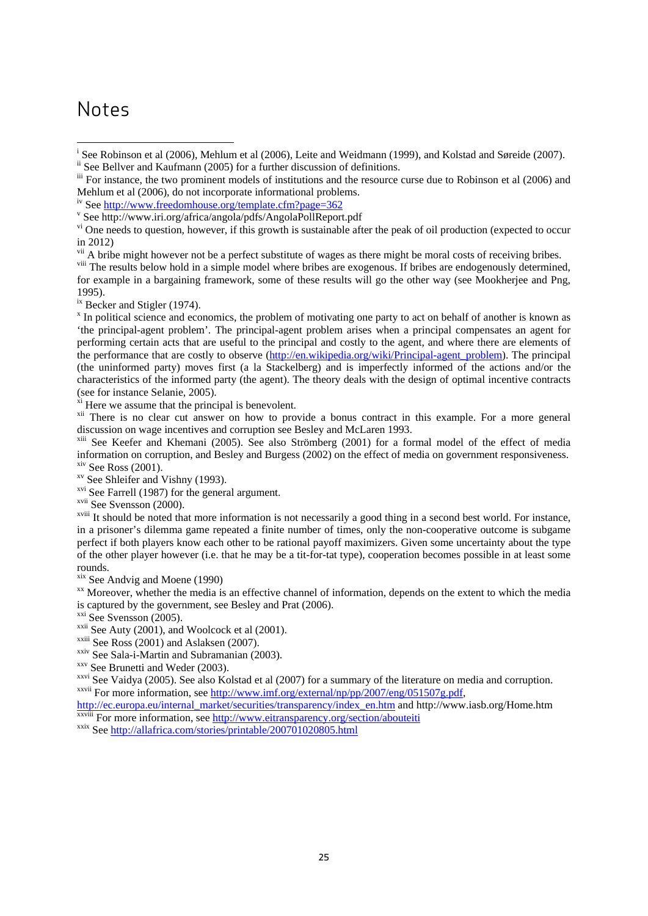# Notes

[i] See Robinson et al (2006), Mehlum et al (2006), Leite and Weidmann (1999), and Kolstad and Søreide (2007).

[ii] See Bellver and Kaufmann (2005) for a further discussion of definitions.

[iii] For instance, the two prominent models of institutions and the resource curse due to Robinson et al (2006) and Mehlum et al (2006), do not incorporate informational problems.

[iv] See http://www.freedomhouse.org/template.cfm?page=362

[v] See http://www.iri.org/africa/angola/pdfs/AngolaPollReport.pdf

[vi] One needs to question, however, if this growth is sustainable after the peak of oil production (expected to occur in 2012)

[vii] A bribe might however not be a perfect substitute of wages as there might be moral costs of receiving bribes.

[viii] The results below hold in a simple model where bribes are exogenous. If bribes are endogenously determined, for example in a bargaining framework, some of these results will go the other way (see Mookherjee and Png, 1995).

[ix] Becker and Stigler (1974).

[x] In political science and economics, the problem of motivating one party to act on behalf of another is known as 'the principal-agent problem'. The principal-agent problem arises when a principal compensates an agent for performing certain acts that are useful to the principal and costly to the agent, and where there are elements of the performance that are costly to observe (http://en.wikipedia.org/wiki/Principal-agent_problem). The principal (the uninformed party) moves first (a la Stackelberg) and is imperfectly informed of the actions and/or the characteristics of the informed party (the agent). The theory deals with the design of optimal incentive contracts (see for instance Selanie, 2005).

[xi] Here we assume that the principal is benevolent.

[xii] There is no clear cut answer on how to provide a bonus contract in this example. For a more general discussion on wage incentives and corruption see Besley and McLaren 1993.

[xiii] See Keefer and Khemani (2005). See also Strömberg (2001) for a formal model of the effect of media information on corruption, and Besley and Burgess (2002) on the effect of media on government responsiveness.

[xiv] See Ross (2001).

[xv] See Shleifer and Vishny (1993).

[xvi] See Farrell (1987) for the general argument.

[xvii] See Svensson (2000).

[xviii] It should be noted that more information is not necessarily a good thing in a second best world. For instance, in a prisoner's dilemma game repeated a finite number of times, only the non-cooperative outcome is subgame perfect if both players know each other to be rational payoff maximizers. Given some uncertainty about the type of the other player however (i.e. that he may be a tit-for-tat type), cooperation becomes possible in at least some rounds.

[xix] See Andvig and Moene (1990)

[xx] Moreover, whether the media is an effective channel of information, depends on the extent to which the media is captured by the government, see Besley and Prat (2006).

[xxi] See Svensson (2005).

[xxii] See Auty (2001), and Woolcock et al (2001).

[xxiii] See Ross (2001) and Aslaksen (2007).

[xxiv] See Sala-i-Martin and Subramanian (2003).

[xxv] See Brunetti and Weder (2003).

[xxvi] See Vaidya (2005). See also Kolstad et al (2007) for a summary of the literature on media and corruption.

[xxvii] For more information, see http://www.imf.org/external/np/pp/2007/eng/051507g.pdf, http://ec.europa.eu/internal_market/securities/transparency/index_en.htm and http://www.iasb.org/Home.htm

[xxviii] For more information, see http://www.eitransparency.org/section/abouteiti

[xxix] See http://allafrica.com/stories/printable/200701020805.html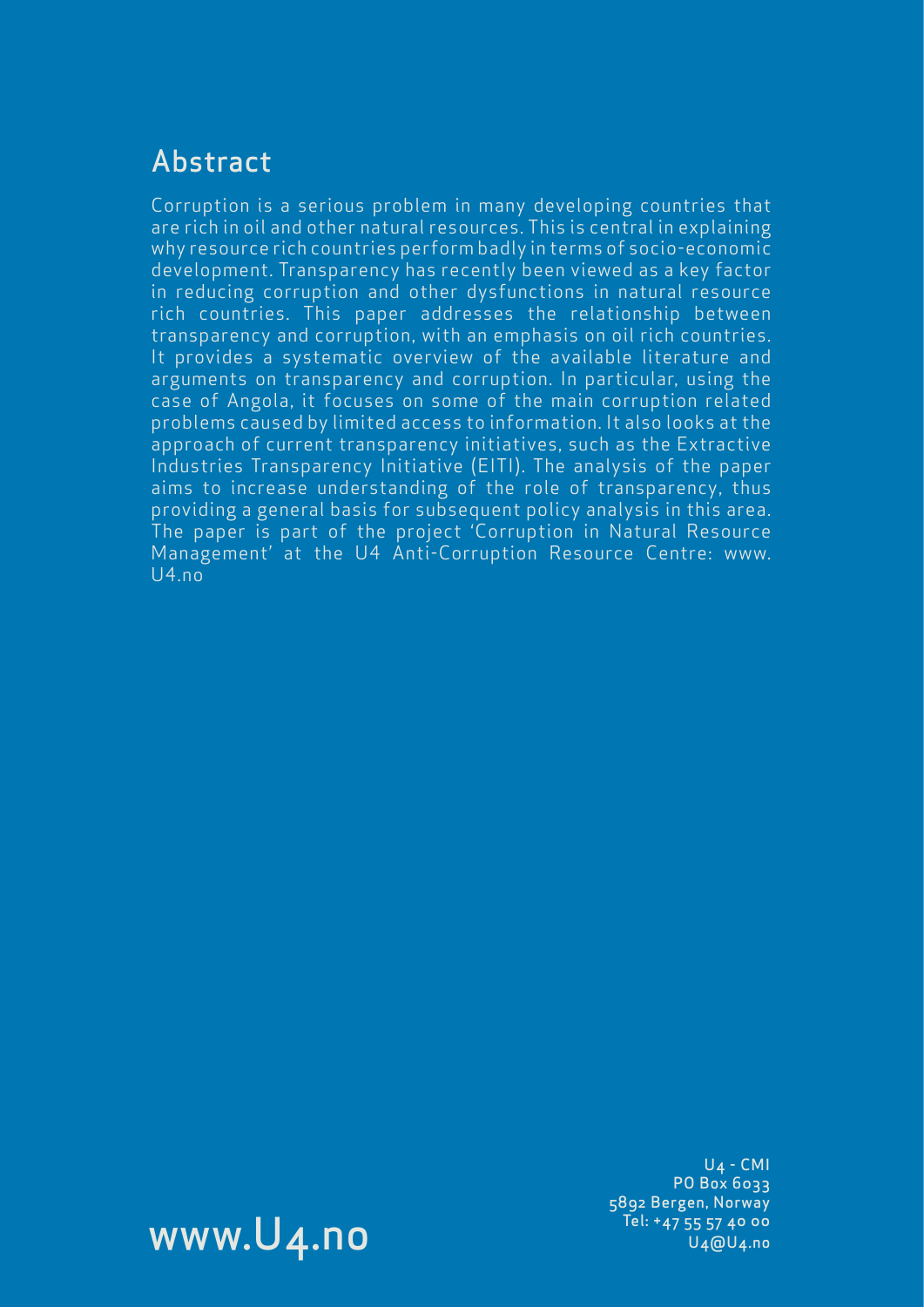## Abstract

Corruption is a serious problem in many developing countries that are rich in oil and other natural resources. This is central in explaining why resource rich countries perform badly in terms of socio-economic development. Transparency has recently been viewed as a key factor in reducing corruption and other dysfunctions in natural resource rich countries. This paper addresses the relationship between transparency and corruption, with an emphasis on oil rich countries. It provides a systematic overview of the available literature and arguments on transparency and corruption. In particular, using the case of Angola, it focuses on some of the main corruption related problems caused by limited access to information. It also looks at the approach of current transparency initiatives, such as the Extractive Industries Transparency Initiative (EITI). The analysis of the paper aims to increase understanding of the role of transparency, thus providing a general basis for subsequent policy analysis in this area. The paper is part of the project 'Corruption in Natural Resource Management' at the U4 Anti-Corruption Resource Centre: www.U4.no

www.U4.no

U4 - CMI
PO Box 6033
5892 Bergen, Norway
Tel: +47 55 57 40 00
U4@U4.no